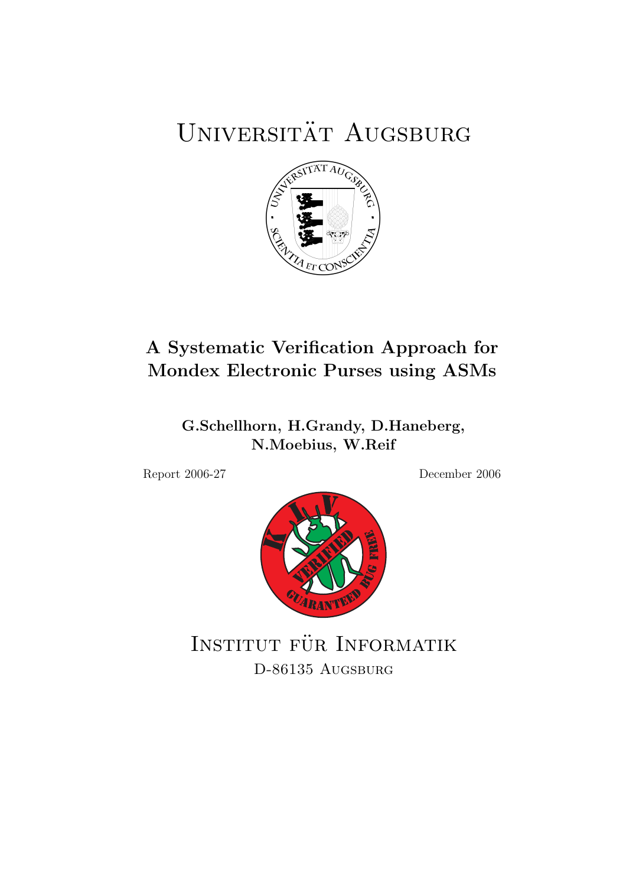# Universität Augsburg

## A Systematic Verification Approach for Mondex Electronic Purses using ASMs

**G.Schellhorn, H.Grandy, D.Haneberg, N.Moebius, W.Reif**

Report 2006-27 December 2006

Institut für Informatik
D-86135 Augsburg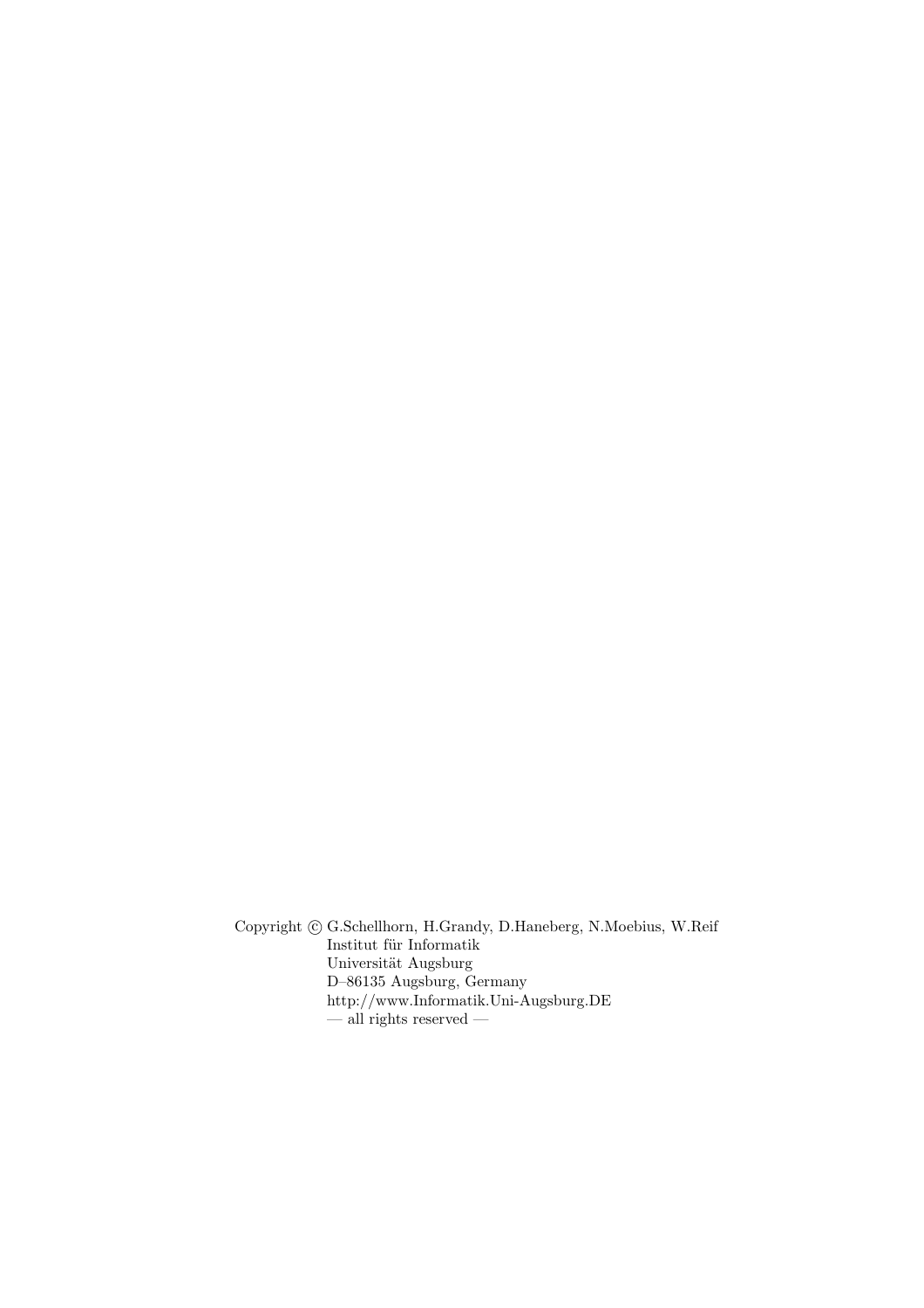Copyright © G.Schellhorn, H.Grandy, D.Haneberg, N.Moebius, W.Reif
Institut für Informatik
Universität Augsburg
D–86135 Augsburg, Germany
http://www.Informatik.Uni-Augsburg.DE
— all rights reserved —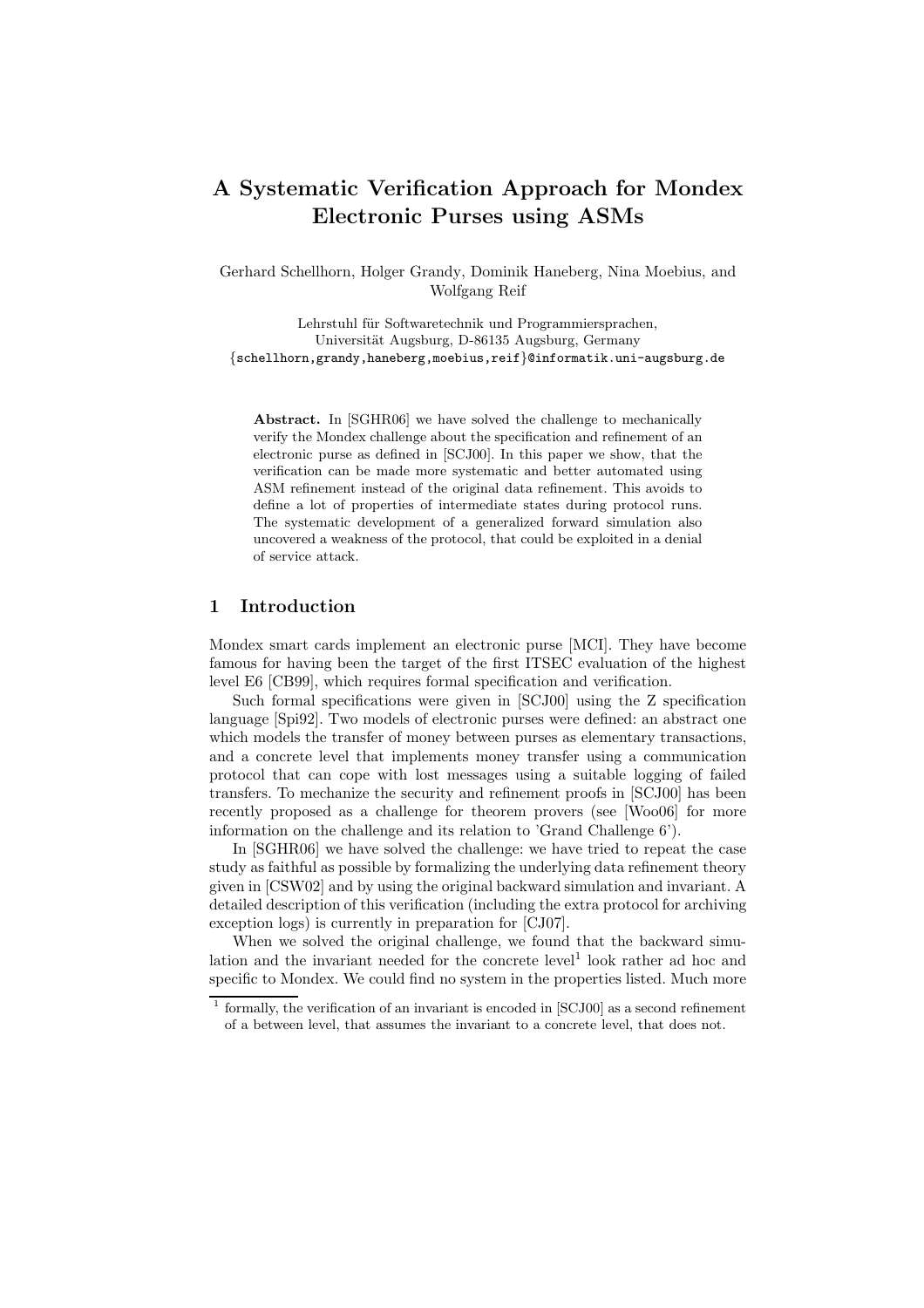# A Systematic Verification Approach for Mondex Electronic Purses using ASMs

Gerhard Schellhorn, Holger Grandy, Dominik Haneberg, Nina Moebius, and Wolfgang Reif

Lehrstuhl für Softwaretechnik und Programmiersprachen,
Universität Augsburg, D-86135 Augsburg, Germany
{schellhorn,grandy,haneberg,moebius,reif}@informatik.uni-augsburg.de

**Abstract.** In [SGHR06] we have solved the challenge to mechanically verify the Mondex challenge about the specification and refinement of an electronic purse as defined in [SCJ00]. In this paper we show, that the verification can be made more systematic and better automated using ASM refinement instead of the original data refinement. This avoids to define a lot of properties of intermediate states during protocol runs. The systematic development of a generalized forward simulation also uncovered a weakness of the protocol, that could be exploited in a denial of service attack.

## 1 Introduction

Mondex smart cards implement an electronic purse [MCI]. They have become famous for having been the target of the first ITSEC evaluation of the highest level E6 [CB99], which requires formal specification and verification.

Such formal specifications were given in [SCJ00] using the Z specification language [Spi92]. Two models of electronic purses were defined: an abstract one which models the transfer of money between purses as elementary transactions, and a concrete level that implements money transfer using a communication protocol that can cope with lost messages using a suitable logging of failed transfers. To mechanize the security and refinement proofs in [SCJ00] has been recently proposed as a challenge for theorem provers (see [Woo06] for more information on the challenge and its relation to 'Grand Challenge 6').

In [SGHR06] we have solved the challenge: we have tried to repeat the case study as faithful as possible by formalizing the underlying data refinement theory given in [CSW02] and by using the original backward simulation and invariant. A detailed description of this verification (including the extra protocol for archiving exception logs) is currently in preparation for [CJ07].

When we solved the original challenge, we found that the backward simulation and the invariant needed for the concrete level[1] look rather ad hoc and specific to Mondex. We could find no system in the properties listed. Much more

[1] formally, the verification of an invariant is encoded in [SCJ00] as a second refinement of a between level, that assumes the invariant to a concrete level, that does not.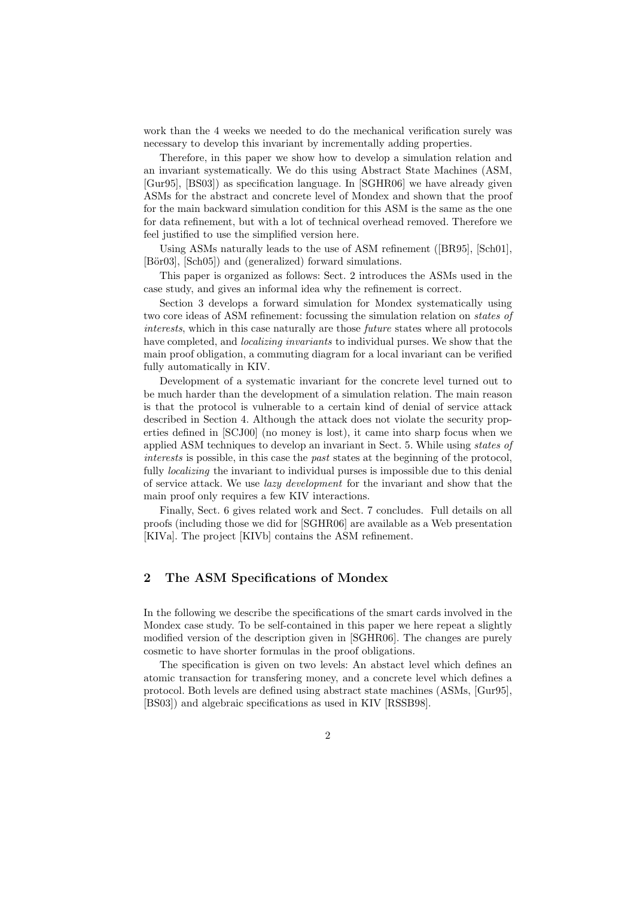work than the 4 weeks we needed to do the mechanical verification surely was necessary to develop this invariant by incrementally adding properties.

Therefore, in this paper we show how to develop a simulation relation and an invariant systematically. We do this using Abstract State Machines (ASM, [Gur95], [BS03]) as specification language. In [SGHR06] we have already given ASMs for the abstract and concrete level of Mondex and shown that the proof for the main backward simulation condition for this ASM is the same as the one for data refinement, but with a lot of technical overhead removed. Therefore we feel justified to use the simplified version here.

Using ASMs naturally leads to the use of ASM refinement ([BR95], [Sch01], [Bör03], [Sch05]) and (generalized) forward simulations.

This paper is organized as follows: Sect. 2 introduces the ASMs used in the case study, and gives an informal idea why the refinement is correct.

Section 3 develops a forward simulation for Mondex systematically using two core ideas of ASM refinement: focussing the simulation relation on *states of interests*, which in this case naturally are those *future* states where all protocols have completed, and *localizing invariants* to individual purses. We show that the main proof obligation, a commuting diagram for a local invariant can be verified fully automatically in KIV.

Development of a systematic invariant for the concrete level turned out to be much harder than the development of a simulation relation. The main reason is that the protocol is vulnerable to a certain kind of denial of service attack described in Section 4. Although the attack does not violate the security properties defined in [SCJ00] (no money is lost), it came into sharp focus when we applied ASM techniques to develop an invariant in Sect. 5. While using *states of interests* is possible, in this case the *past* states at the beginning of the protocol, fully *localizing* the invariant to individual purses is impossible due to this denial of service attack. We use *lazy development* for the invariant and show that the main proof only requires a few KIV interactions.

Finally, Sect. 6 gives related work and Sect. 7 concludes. Full details on all proofs (including those we did for [SGHR06] are available as a Web presentation [KIVa]. The project [KIVb] contains the ASM refinement.

## 2 The ASM Specifications of Mondex

In the following we describe the specifications of the smart cards involved in the Mondex case study. To be self-contained in this paper we here repeat a slightly modified version of the description given in [SGHR06]. The changes are purely cosmetic to have shorter formulas in the proof obligations.

The specification is given on two levels: An abstact level which defines an atomic transaction for transfering money, and a concrete level which defines a protocol. Both levels are defined using abstract state machines (ASMs, [Gur95], [BS03]) and algebraic specifications as used in KIV [RSSB98].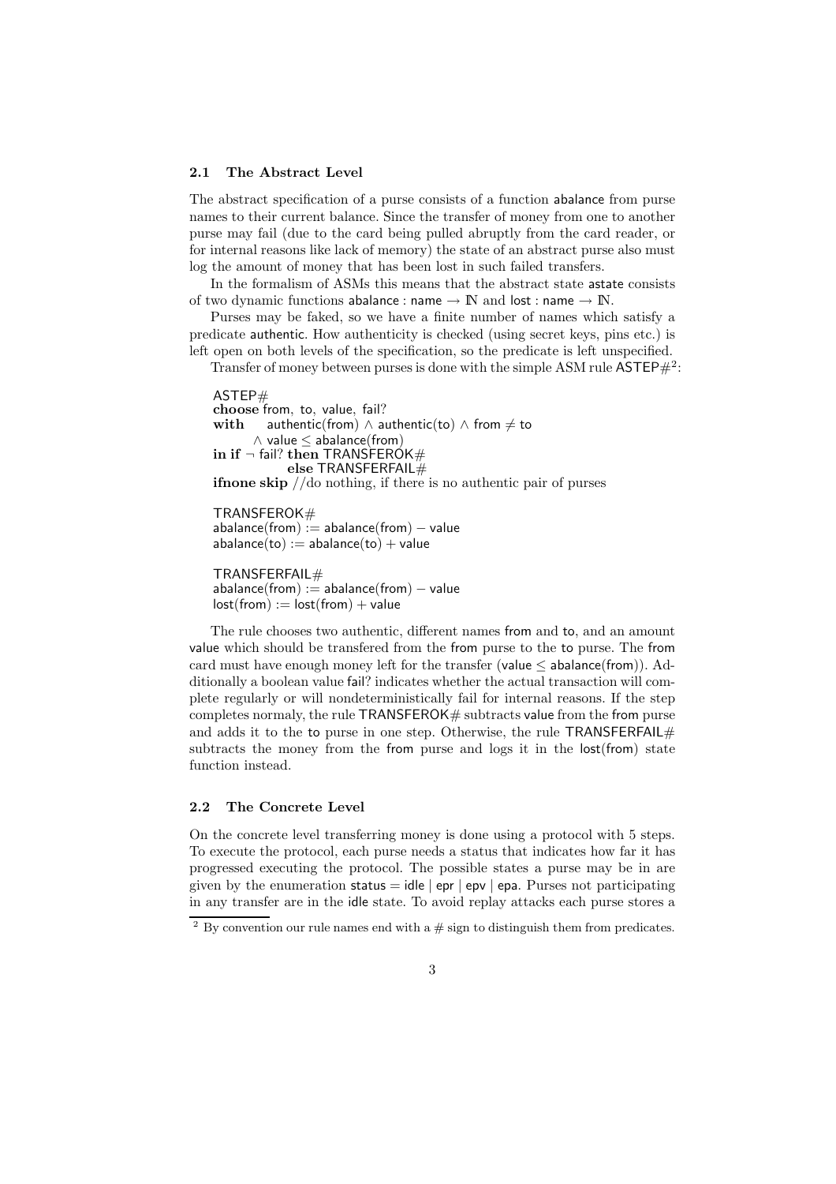### 2.1 The Abstract Level

The abstract specification of a purse consists of a function abalance from purse names to their current balance. Since the transfer of money from one to another purse may fail (due to the card being pulled abruptly from the card reader, or for internal reasons like lack of memory) the state of an abstract purse also must log the amount of money that has been lost in such failed transfers.

In the formalism of ASMs this means that the abstract state astate consists of two dynamic functions abalance : name $\rightarrow \mathbb{N}$ and lost : name $\rightarrow \mathbb{N}$.

Purses may be faked, so we have a finite number of names which satisfy a predicate authentic. How authenticity is checked (using secret keys, pins etc.) is left open on both levels of the specification, so the predicate is left unspecified.

Transfer of money between purses is done with the simple ASM rule ASTEP#[2]:

```
ASTEP#
choose from, to, value, fail?
with    authentic(from) ∧ authentic(to) ∧ from ≠ to
        ∧ value ≤ abalance(from)
in if ¬ fail? then TRANSFEROK#
          else TRANSFERFAIL#
ifnone skip //do nothing, if there is no authentic pair of purses

TRANSFEROK#
abalance(from) := abalance(from) − value
abalance(to) := abalance(to) + value

TRANSFERFAIL#
abalance(from) := abalance(from) − value
lost(from) := lost(from) + value
```

The rule chooses two authentic, different names from and to, and an amount value which should be transfered from the from purse to the to purse. The from card must have enough money left for the transfer (value $\leq$ abalance(from)). Additionally a boolean value fail? indicates whether the actual transaction will complete regularly or will nondeterministically fail for internal reasons. If the step completes normaly, the rule TRANSFEROK# subtracts value from the from purse and adds it to the to purse in one step. Otherwise, the rule TRANSFERFAIL# subtracts the money from the from purse and logs it in the lost(from) state function instead.

### 2.2 The Concrete Level

On the concrete level transferring money is done using a protocol with 5 steps. To execute the protocol, each purse needs a status that indicates how far it has progressed executing the protocol. The possible states a purse may be in are given by the enumeration status = idle | epr | epv | epa. Purses not participating in any transfer are in the idle state. To avoid replay attacks each purse stores a

[2] By convention our rule names end with a # sign to distinguish them from predicates.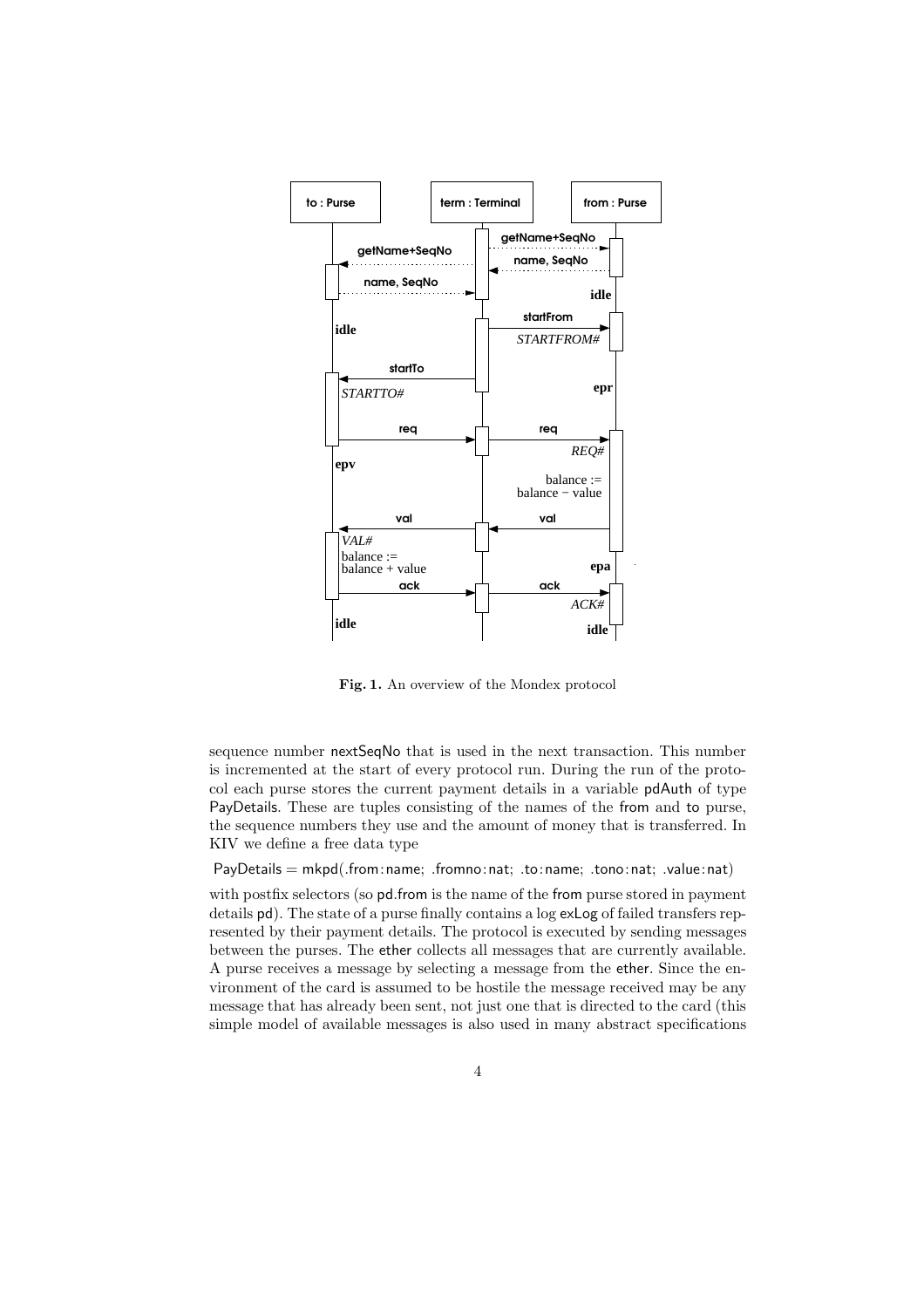Fig. 1. An overview of the Mondex protocol

sequence number nextSeqNo that is used in the next transaction. This number is incremented at the start of every protocol run. During the run of the protocol each purse stores the current payment details in a variable pdAuth of type PayDetails. These are tuples consisting of the names of the from and to purse, the sequence numbers they use and the amount of money that is transferred. In KIV we define a free data type

PayDetails = mkpd(.from : name; .fromno : nat; .to : name; .tono : nat; .value : nat)

with postfix selectors (so pd.from is the name of the from purse stored in payment details pd). The state of a purse finally contains a log exLog of failed transfers represented by their payment details. The protocol is executed by sending messages between the purses. The ether collects all messages that are currently available. A purse receives a message by selecting a message from the ether. Since the environment of the card is assumed to be hostile the message received may be any message that has already been sent, not just one that is directed to the card (this simple model of available messages is also used in many abstract specifications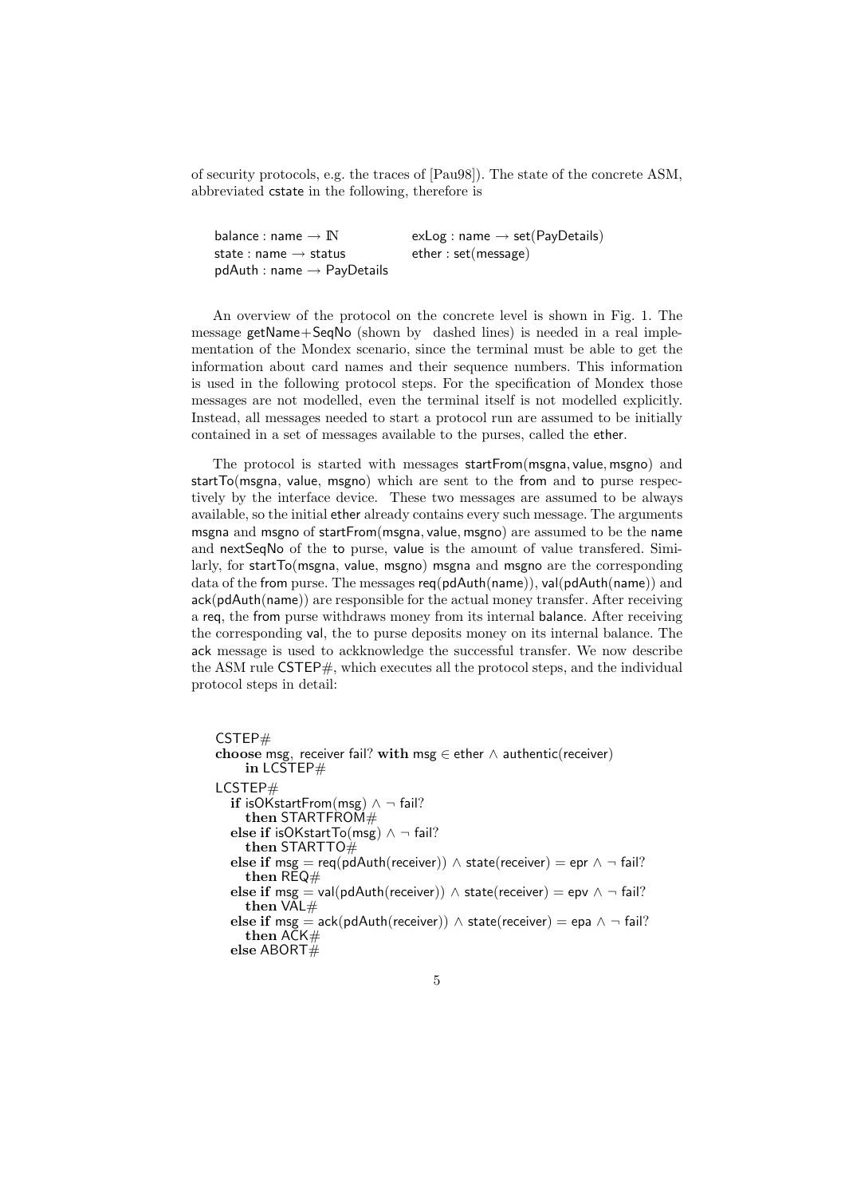of security protocols, e.g. the traces of [Pau98]). The state of the concrete ASM, abbreviated cstate in the following, therefore is

```
balance : name → ℕ                exLog : name → set(PayDetails)
state : name → status             ether : set(message)
pdAuth : name → PayDetails
```

An overview of the protocol on the concrete level is shown in Fig. 1. The message getName+SeqNo (shown by dashed lines) is needed in a real implementation of the Mondex scenario, since the terminal must be able to get the information about card names and their sequence numbers. This information is used in the following protocol steps. For the specification of Mondex those messages are not modelled, even the terminal itself is not modelled explicitly. Instead, all messages needed to start a protocol run are assumed to be initially contained in a set of messages available to the purses, called the ether.

The protocol is started with messages startFrom(msgna, value, msgno) and startTo(msgna, value, msgno) which are sent to the from and to purse respectively by the interface device. These two messages are assumed to be always available, so the initial ether already contains every such message. The arguments msgna and msgno of startFrom(msgna, value, msgno) are assumed to be the name and nextSeqNo of the to purse, value is the amount of value transfered. Similarly, for startTo(msgna, value, msgno) msgna and msgno are the corresponding data of the from purse. The messages req(pdAuth(name)), val(pdAuth(name)) and ack(pdAuth(name)) are responsible for the actual money transfer. After receiving a req, the from purse withdraws money from its internal balance. After receiving the corresponding val, the to purse deposits money on its internal balance. The ack message is used to ackknowledge the successful transfer. We now describe the ASM rule CSTEP#, which executes all the protocol steps, and the individual protocol steps in detail:

```
CSTEP#
choose msg, receiver fail? with msg ∈ ether ∧ authentic(receiver)
    in LCSTEP#
LCSTEP#
  if isOKstartFrom(msg) ∧ ¬ fail?
    then STARTFROM#
  else if isOKstartTo(msg) ∧ ¬ fail?
    then STARTTO#
  else if msg = req(pdAuth(receiver)) ∧ state(receiver) = epr ∧ ¬ fail?
    then REQ#
  else if msg = val(pdAuth(receiver)) ∧ state(receiver) = epv ∧ ¬ fail?
    then VAL#
  else if msg = ack(pdAuth(receiver)) ∧ state(receiver) = epa ∧ ¬ fail?
    then ACK#
  else ABORT#
```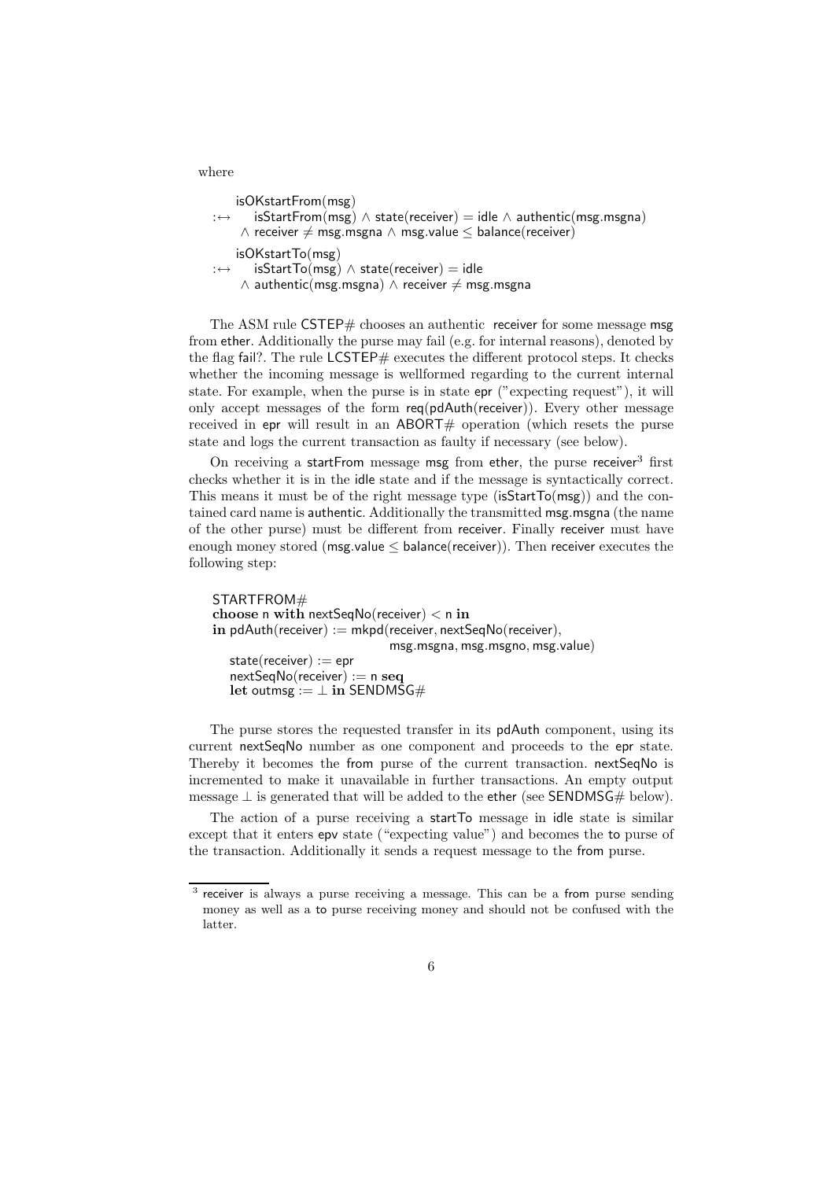where

isOKstartFrom(msg)
$:\leftrightarrow$ isStartFrom(msg) $\wedge$ state(receiver) = idle $\wedge$ authentic(msg.msgna) $\wedge$ receiver $\neq$ msg.msgna $\wedge$ msg.value $\leq$ balance(receiver)

isOKstartTo(msg)
$:\leftrightarrow$ isStartTo(msg) $\wedge$ state(receiver) = idle $\wedge$ authentic(msg.msgna) $\wedge$ receiver $\neq$ msg.msgna

The ASM rule CSTEP# chooses an authentic receiver for some message msg from ether. Additionally the purse may fail (e.g. for internal reasons), denoted by the flag fail?. The rule LCSTEP# executes the different protocol steps. It checks whether the incoming message is wellformed regarding to the current internal state. For example, when the purse is in state epr ("expecting request"), it will only accept messages of the form req(pdAuth(receiver)). Every other message received in epr will result in an ABORT# operation (which resets the purse state and logs the current transaction as faulty if necessary (see below).

On receiving a startFrom message msg from ether, the purse receiver[3] first checks whether it is in the idle state and if the message is syntactically correct. This means it must be of the right message type (isStartTo(msg)) and the contained card name is authentic. Additionally the transmitted msg.msgna (the name of the other purse) must be different from receiver. Finally receiver must have enough money stored (msg.value $\leq$ balance(receiver)). Then receiver executes the following step:

```
STARTFROM#
choose n with nextSeqNo(receiver) < n in
in pdAuth(receiver) := mkpd(receiver, nextSeqNo(receiver),
                            msg.msgna, msg.msgno, msg.value)
   state(receiver) := epr
   nextSeqNo(receiver) := n seq
   let outmsg := ⊥ in SENDMSG#
```

The purse stores the requested transfer in its pdAuth component, using its current nextSeqNo number as one component and proceeds to the epr state. Thereby it becomes the from purse of the current transaction. nextSeqNo is incremented to make it unavailable in further transactions. An empty output message $\perp$ is generated that will be added to the ether (see SENDMSG# below).

The action of a purse receiving a startTo message in idle state is similar except that it enters epv state ("expecting value") and becomes the to purse of the transaction. Additionally it sends a request message to the from purse.

[3] receiver is always a purse receiving a message. This can be a from purse sending money as well as a to purse receiving money and should not be confused with the latter.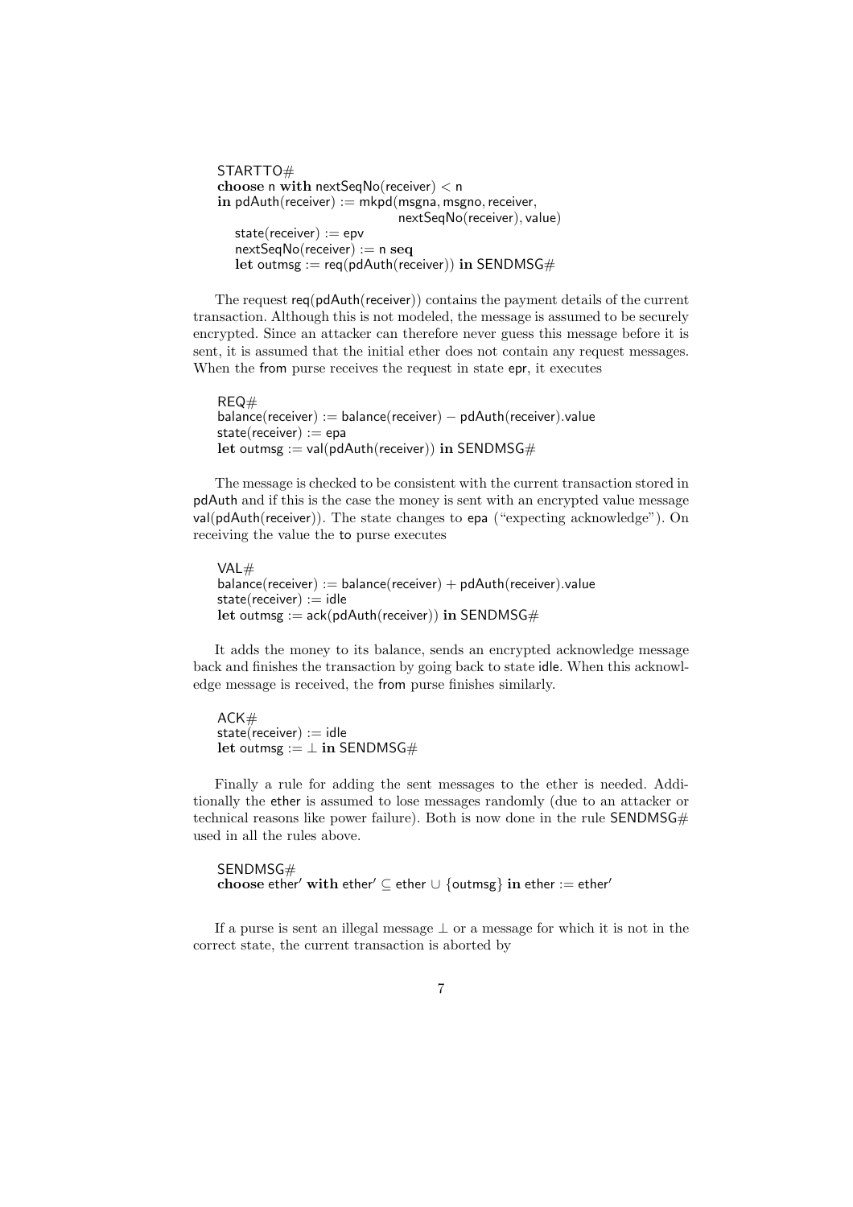```
STARTTO#
choose n with nextSeqNo(receiver) < n
in pdAuth(receiver) := mkpd(msgna, msgno, receiver,
                            nextSeqNo(receiver), value)
   state(receiver) := epv
   nextSeqNo(receiver) := n seq
   let outmsg := req(pdAuth(receiver)) in SENDMSG#
```

The request req(pdAuth(receiver)) contains the payment details of the current transaction. Although this is not modeled, the message is assumed to be securely encrypted. Since an attacker can therefore never guess this message before it is sent, it is assumed that the initial ether does not contain any request messages. When the from purse receives the request in state epr, it executes

```
REQ#
balance(receiver) := balance(receiver) − pdAuth(receiver).value
state(receiver) := epa
let outmsg := val(pdAuth(receiver)) in SENDMSG#
```

The message is checked to be consistent with the current transaction stored in pdAuth and if this is the case the money is sent with an encrypted value message val(pdAuth(receiver)). The state changes to epa ("expecting acknowledge"). On receiving the value the to purse executes

```
VAL#
balance(receiver) := balance(receiver) + pdAuth(receiver).value
state(receiver) := idle
let outmsg := ack(pdAuth(receiver)) in SENDMSG#
```

It adds the money to its balance, sends an encrypted acknowledge message back and finishes the transaction by going back to state idle. When this acknowledge message is received, the from purse finishes similarly.

```
ACK#
state(receiver) := idle
let outmsg := ⊥ in SENDMSG#
```

Finally a rule for adding the sent messages to the ether is needed. Additionally the ether is assumed to lose messages randomly (due to an attacker or technical reasons like power failure). Both is now done in the rule SENDMSG# used in all the rules above.

```
SENDMSG#
choose ether′ with ether′ ⊆ ether ∪ {outmsg} in ether := ether′
```

If a purse is sent an illegal message $\bot$ or a message for which it is not in the correct state, the current transaction is aborted by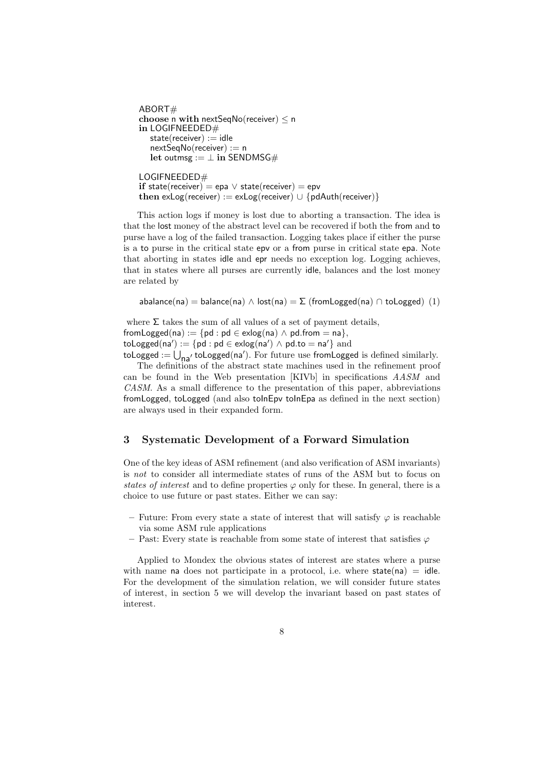```
ABORT#
choose n with nextSeqNo(receiver) ≤ n
in LOGIFNEEDED#
   state(receiver) := idle
   nextSeqNo(receiver) := n
   let outmsg := ⊥ in SENDMSG#

LOGIFNEEDED#
if state(receiver) = epa ∨ state(receiver) = epv
then exLog(receiver) := exLog(receiver) ∪ {pdAuth(receiver)}
```

This action logs if money is lost due to aborting a transaction. The idea is that the lost money of the abstract level can be recovered if both the from and to purse have a log of the failed transaction. Logging takes place if either the purse is a to purse in the critical state epv or a from purse in critical state epa. Note that aborting in states idle and epr needs no exception log. Logging achieves, that in states where all purses are currently idle, balances and the lost money are related by

$$\mathsf{abalance(na)} = \mathsf{balance(na)} \wedge \mathsf{lost(na)} = \Sigma\ (\mathsf{fromLogged(na)} \cap \mathsf{toLogged}) \quad (1)$$

where $\Sigma$ takes the sum of all values of a set of payment details,
$\mathsf{fromLogged(na)} := \{\mathsf{pd} : \mathsf{pd} \in \mathsf{exlog(na)} \wedge \mathsf{pd.from} = \mathsf{na}\}$,
$\mathsf{toLogged(na')} := \{\mathsf{pd} : \mathsf{pd} \in \mathsf{exlog(na')} \wedge \mathsf{pd.to} = \mathsf{na'}\}$ and
$\mathsf{toLogged} := \bigcup_{\mathsf{na'}} \mathsf{toLogged(na')}$. For future use fromLogged is defined similarly.

The definitions of the abstract state machines used in the refinement proof can be found in the Web presentation [KIVb] in specifications *AASM* and *CASM*. As a small difference to the presentation of this paper, abbreviations fromLogged, toLogged (and also toInEpv toInEpa as defined in the next section) are always used in their expanded form.

## 3 Systematic Development of a Forward Simulation

One of the key ideas of ASM refinement (and also verification of ASM invariants) is *not* to consider all intermediate states of runs of the ASM but to focus on *states of interest* and to define properties $\varphi$ only for these. In general, there is a choice to use future or past states. Either we can say:

- Future: From every state a state of interest that will satisfy $\varphi$ is reachable via some ASM rule applications
- Past: Every state is reachable from some state of interest that satisfies $\varphi$

Applied to Mondex the obvious states of interest are states where a purse with name na does not participate in a protocol, i.e. where state(na) = idle. For the development of the simulation relation, we will consider future states of interest, in section 5 we will develop the invariant based on past states of interest.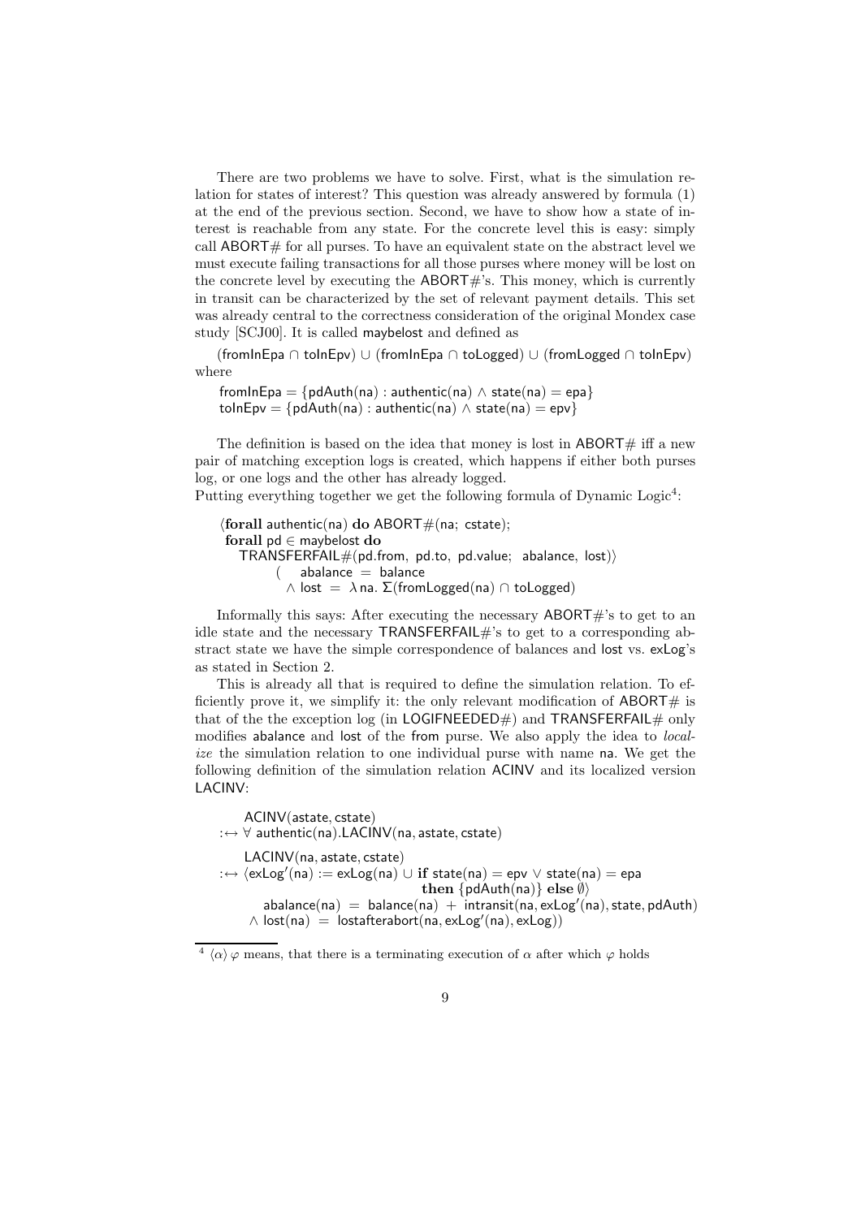There are two problems we have to solve. First, what is the simulation relation for states of interest? This question was already answered by formula (1) at the end of the previous section. Second, we have to show how a state of interest is reachable from any state. For the concrete level this is easy: simply call ABORT# for all purses. To have an equivalent state on the abstract level we must execute failing transactions for all those purses where money will be lost on the concrete level by executing the ABORT#'s. This money, which is currently in transit can be characterized by the set of relevant payment details. This set was already central to the correctness consideration of the original Mondex case study [SCJ00]. It is called maybelost and defined as

$$(\mathsf{fromInEpa} \cap \mathsf{toInEpv}) \cup (\mathsf{fromInEpa} \cap \mathsf{toLogged}) \cup (\mathsf{fromLogged} \cap \mathsf{toInEpv})$$

where

$$\mathsf{fromInEpa} = \{\mathsf{pdAuth(na)} : \mathsf{authentic(na)} \wedge \mathsf{state(na)} = \mathsf{epa}\}$$
$$\mathsf{toInEpv} = \{\mathsf{pdAuth(na)} : \mathsf{authentic(na)} \wedge \mathsf{state(na)} = \mathsf{epv}\}$$

The definition is based on the idea that money is lost in ABORT# iff a new pair of matching exception logs is created, which happens if either both purses log, or one logs and the other has already logged.
Putting everything together we get the following formula of Dynamic Logic[4]:

$$
\begin{array}{l}
\langle \textbf{forall}\ \mathsf{authentic(na)}\ \textbf{do}\ \mathsf{ABORT\#(na;\ cstate)};\\
\ \textbf{forall}\ \mathsf{pd} \in \mathsf{maybelost}\ \textbf{do}\\
\quad \mathsf{TRANSFERFAIL\#(pd.from,\ pd.to,\ pd.value;\ \ abalance,\ lost)}\rangle\\
\qquad (\quad \mathsf{abalance} = \mathsf{balance}\\
\qquad\ \ \wedge\ \mathsf{lost} = \lambda\,\mathsf{na}.\ \Sigma(\mathsf{fromLogged(na)} \cap \mathsf{toLogged}))
\end{array}
$$

Informally this says: After executing the necessary ABORT#'s to get to an idle state and the necessary TRANSFERFAIL#'s to get to a corresponding abstract state we have the simple correspondence of balances and lost vs. exLog's as stated in Section 2.

This is already all that is required to define the simulation relation. To efficiently prove it, we simplify it: the only relevant modification of ABORT# is that of the the exception log (in LOGIFNEEDED#) and TRANSFERFAIL# only modifies abalance and lost of the from purse. We also apply the idea to *localize* the simulation relation to one individual purse with name na. We get the following definition of the simulation relation ACINV and its localized version LACINV:

$$
\begin{array}{l}
\quad \mathsf{ACINV(astate, cstate)}\\
:\leftrightarrow \forall\ \mathsf{authentic(na)}.\mathsf{LACINV(na, astate, cstate)}\\[1ex]
\quad \mathsf{LACINV(na, astate, cstate)}\\
:\leftrightarrow \langle \mathsf{exLog'(na)} := \mathsf{exLog(na)} \cup \textbf{if}\ \mathsf{state(na)} = \mathsf{epv} \vee \mathsf{state(na)} = \mathsf{epa}\\
\qquad\qquad\qquad\qquad\qquad\qquad \textbf{then}\ \{\mathsf{pdAuth(na)}\}\ \textbf{else}\ \emptyset\rangle\\
\qquad \mathsf{abalance(na)} = \mathsf{balance(na)} + \mathsf{intransit(na, exLog'(na), state, pdAuth)}\\
\quad\ \ \wedge\ \mathsf{lost(na)} = \mathsf{lostafterabort(na, exLog'(na), exLog)})
\end{array}
$$

[4] $\langle\alpha\rangle\,\varphi$ means, that there is a terminating execution of $\alpha$ after which $\varphi$ holds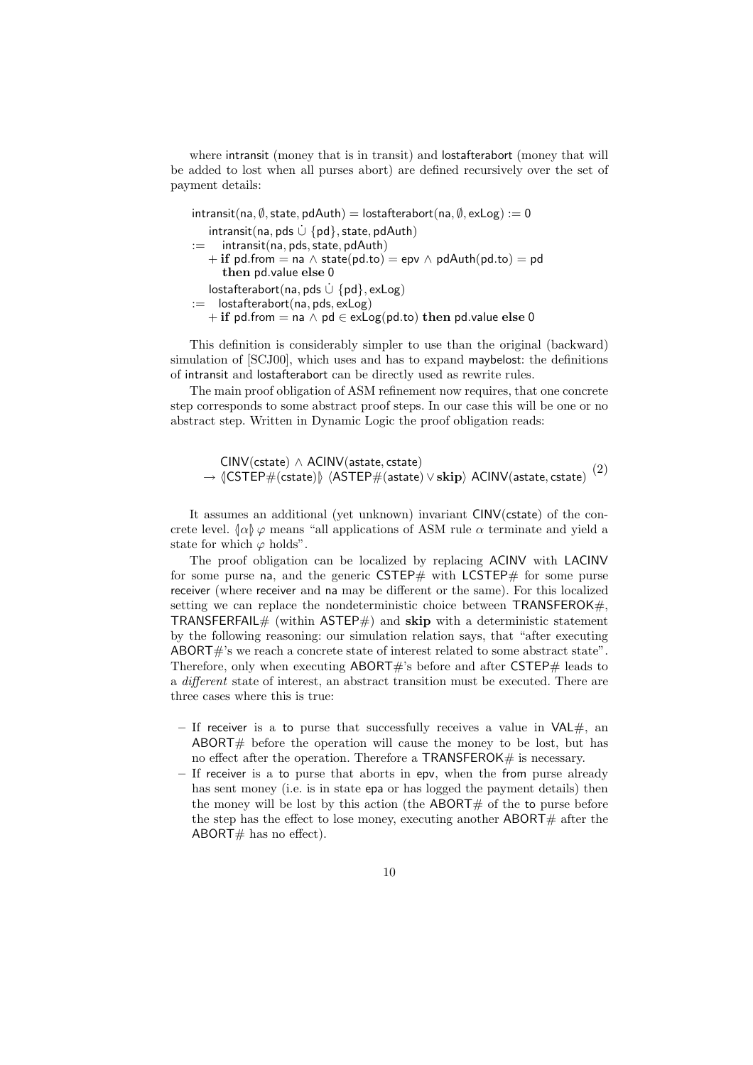where intransit (money that is in transit) and lostafterabort (money that will be added to lost when all purses abort) are defined recursively over the set of payment details:

$$\mathsf{intransit}(\mathsf{na}, \emptyset, \mathsf{state}, \mathsf{pdAuth}) = \mathsf{lostafterabort}(\mathsf{na}, \emptyset, \mathsf{exLog}) := 0$$

$$\begin{array}{ll} & \mathsf{intransit}(\mathsf{na}, \mathsf{pds} \,\dot\cup\, \{\mathsf{pd}\}, \mathsf{state}, \mathsf{pdAuth}) \\ := & \mathsf{intransit}(\mathsf{na}, \mathsf{pds}, \mathsf{state}, \mathsf{pdAuth}) \\ & + \textbf{if } \mathsf{pd.from} = \mathsf{na} \wedge \mathsf{state}(\mathsf{pd.to}) = \mathsf{epv} \wedge \mathsf{pdAuth}(\mathsf{pd.to}) = \mathsf{pd} \\ & \quad \textbf{then } \mathsf{pd.value} \textbf{ else } 0 \\ & \mathsf{lostafterabort}(\mathsf{na}, \mathsf{pds} \,\dot\cup\, \{\mathsf{pd}\}, \mathsf{exLog}) \\ := & \mathsf{lostafterabort}(\mathsf{na}, \mathsf{pds}, \mathsf{exLog}) \\ & + \textbf{if } \mathsf{pd.from} = \mathsf{na} \wedge \mathsf{pd} \in \mathsf{exLog}(\mathsf{pd.to}) \textbf{ then } \mathsf{pd.value} \textbf{ else } 0 \end{array}$$

This definition is considerably simpler to use than the original (backward) simulation of [SCJ00], which uses and has to expand maybelost: the definitions of intransit and lostafterabort can be directly used as rewrite rules.

The main proof obligation of ASM refinement now requires, that one concrete step corresponds to some abstract proof steps. In our case this will be one or no abstract step. Written in Dynamic Logic the proof obligation reads:

$$\begin{array}{l} \mathsf{CINV}(\mathsf{cstate}) \wedge \mathsf{ACINV}(\mathsf{astate}, \mathsf{cstate}) \\ \rightarrow \langle\!|\mathsf{CSTEP\#}(\mathsf{cstate})|\!\rangle \; \langle \mathsf{ASTEP\#}(\mathsf{astate}) \vee \textbf{skip} \rangle \; \mathsf{ACINV}(\mathsf{astate}, \mathsf{cstate}) \end{array} \quad (2)$$

It assumes an additional (yet unknown) invariant CINV(cstate) of the concrete level. $\langle\!|\alpha|\!\rangle\, \varphi$ means "all applications of ASM rule $\alpha$ terminate and yield a state for which $\varphi$ holds".

The proof obligation can be localized by replacing ACINV with LACINV for some purse na, and the generic CSTEP# with LCSTEP# for some purse receiver (where receiver and na may be different or the same). For this localized setting we can replace the nondeterministic choice between TRANSFEROK#, TRANSFERFAIL# (within ASTEP#) and **skip** with a deterministic statement by the following reasoning: our simulation relation says, that "after executing ABORT#'s we reach a concrete state of interest related to some abstract state". Therefore, only when executing ABORT#'s before and after CSTEP# leads to a *different* state of interest, an abstract transition must be executed. There are three cases where this is true:

- If receiver is a to purse that successfully receives a value in VAL#, an ABORT# before the operation will cause the money to be lost, but has no effect after the operation. Therefore a TRANSFEROK# is necessary.
- If receiver is a to purse that aborts in epv, when the from purse already has sent money (i.e. is in state epa or has logged the payment details) then the money will be lost by this action (the ABORT# of the to purse before the step has the effect to lose money, executing another ABORT# after the ABORT# has no effect).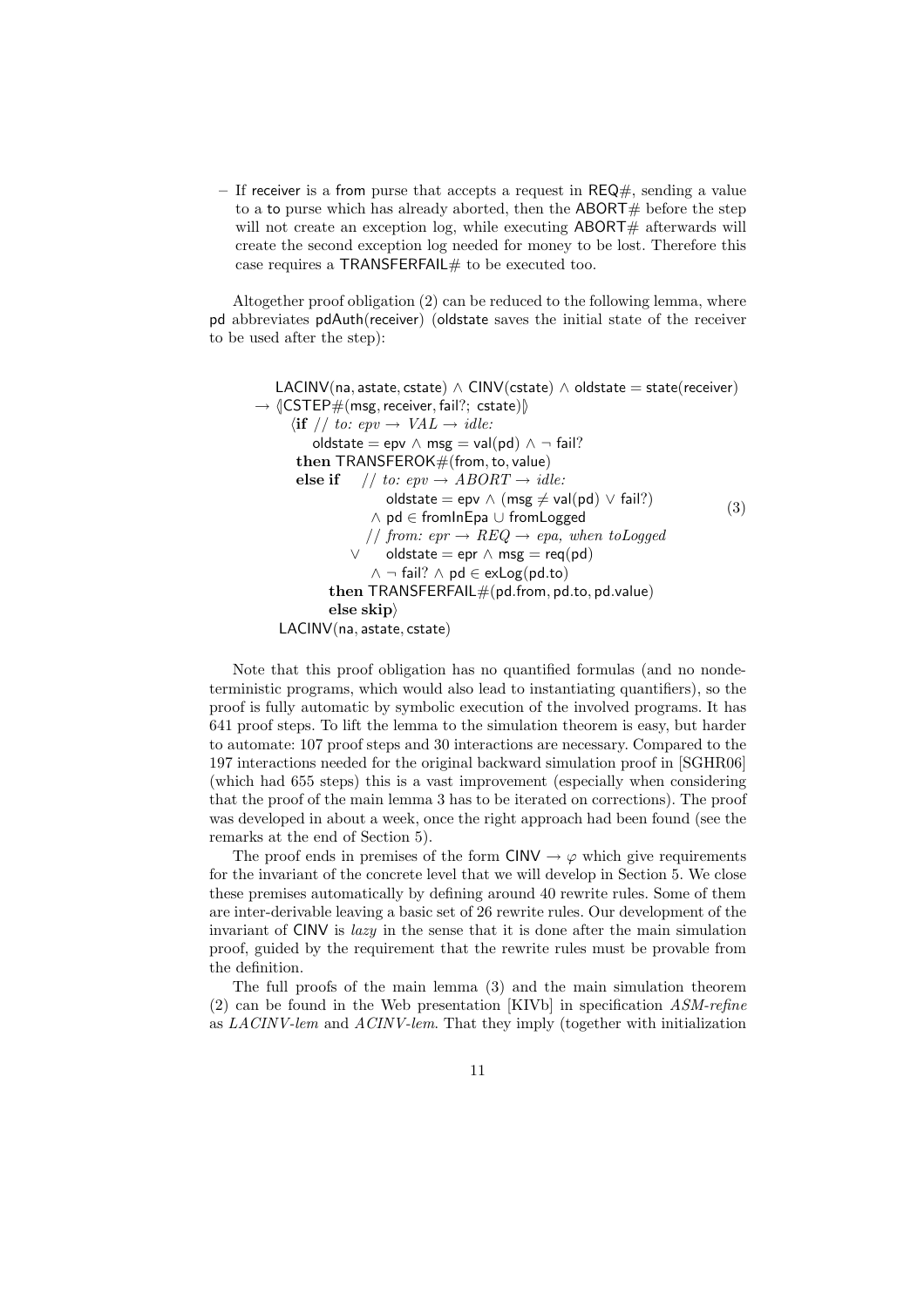– If receiver is a from purse that accepts a request in REQ#, sending a value to a to purse which has already aborted, then the ABORT# before the step will not create an exception log, while executing ABORT# afterwards will create the second exception log needed for money to be lost. Therefore this case requires a TRANSFERFAIL# to be executed too.

Altogether proof obligation (2) can be reduced to the following lemma, where pd abbreviates pdAuth(receiver) (oldstate saves the initial state of the receiver to be used after the step):

$$
\begin{array}{l}
\mathsf{LACINV}(\mathsf{na}, \mathsf{astate}, \mathsf{cstate}) \land \mathsf{CINV}(\mathsf{cstate}) \land \mathsf{oldstate} = \mathsf{state}(\mathsf{receiver}) \\
\rightarrow \langle\!|\mathsf{CSTEP\#}(\mathsf{msg}, \mathsf{receiver}, \mathsf{fail?};\ \mathsf{cstate})|\!\rangle \\
\quad \langle \textbf{if}\ //\ \textit{to: epv} \rightarrow \textit{VAL} \rightarrow \textit{idle:} \\
\qquad \mathsf{oldstate} = \mathsf{epv} \land \mathsf{msg} = \mathsf{val}(\mathsf{pd}) \land \neg\ \mathsf{fail?} \\
\quad\ \ \textbf{then}\ \mathsf{TRANSFEROK\#}(\mathsf{from}, \mathsf{to}, \mathsf{value}) \\
\quad\ \ \textbf{else if}\quad //\ \textit{to: epv} \rightarrow \textit{ABORT} \rightarrow \textit{idle:} \\
\qquad\qquad\quad \mathsf{oldstate} = \mathsf{epv} \land (\mathsf{msg} \neq \mathsf{val}(\mathsf{pd}) \lor \mathsf{fail?}) \\
\qquad\qquad\ \ \land\ \mathsf{pd} \in \mathsf{fromInEpa} \cup \mathsf{fromLogged} \\
\qquad\qquad\ \ //\ \textit{from: epr} \rightarrow \textit{REQ} \rightarrow \textit{epa, when toLogged} \\
\qquad\quad \lor \quad \mathsf{oldstate} = \mathsf{epr} \land \mathsf{msg} = \mathsf{req}(\mathsf{pd}) \\
\qquad\qquad\ \ \land\ \neg\ \mathsf{fail?} \land \mathsf{pd} \in \mathsf{exLog}(\mathsf{pd.to}) \\
\qquad\ \ \textbf{then}\ \mathsf{TRANSFERFAIL\#}(\mathsf{pd.from}, \mathsf{pd.to}, \mathsf{pd.value}) \\
\qquad\ \ \textbf{else skip}\rangle \\
\quad \mathsf{LACINV}(\mathsf{na}, \mathsf{astate}, \mathsf{cstate})
\end{array}
\tag{3}
$$

Note that this proof obligation has no quantified formulas (and no nondeterministic programs, which would also lead to instantiating quantifiers), so the proof is fully automatic by symbolic execution of the involved programs. It has 641 proof steps. To lift the lemma to the simulation theorem is easy, but harder to automate: 107 proof steps and 30 interactions are necessary. Compared to the 197 interactions needed for the original backward simulation proof in [SGHR06] (which had 655 steps) this is a vast improvement (especially when considering that the proof of the main lemma 3 has to be iterated on corrections). The proof was developed in about a week, once the right approach had been found (see the remarks at the end of Section 5).

The proof ends in premises of the form CINV $\rightarrow \varphi$ which give requirements for the invariant of the concrete level that we will develop in Section 5. We close these premises automatically by defining around 40 rewrite rules. Some of them are inter-derivable leaving a basic set of 26 rewrite rules. Our development of the invariant of CINV is *lazy* in the sense that it is done after the main simulation proof, guided by the requirement that the rewrite rules must be provable from the definition.

The full proofs of the main lemma (3) and the main simulation theorem (2) can be found in the Web presentation [KIVb] in specification *ASM-refine* as *LACINV-lem* and *ACINV-lem*. That they imply (together with initialization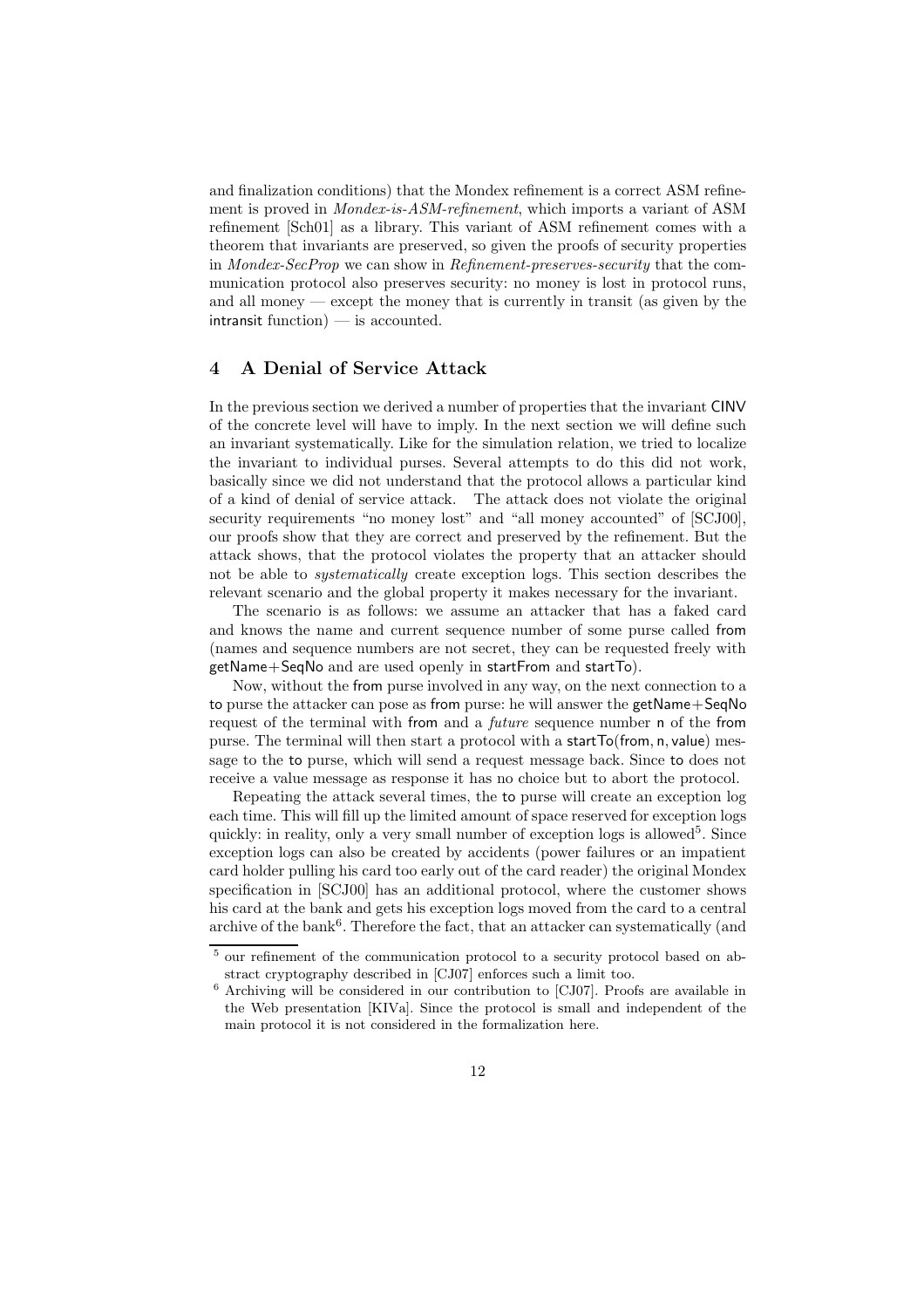and finalization conditions) that the Mondex refinement is a correct ASM refinement is proved in *Mondex-is-ASM-refinement*, which imports a variant of ASM refinement [Sch01] as a library. This variant of ASM refinement comes with a theorem that invariants are preserved, so given the proofs of security properties in *Mondex-SecProp* we can show in *Refinement-preserves-security* that the communication protocol also preserves security: no money is lost in protocol runs, and all money — except the money that is currently in transit (as given by the intransit function) — is accounted.

## 4 A Denial of Service Attack

In the previous section we derived a number of properties that the invariant CINV of the concrete level will have to imply. In the next section we will define such an invariant systematically. Like for the simulation relation, we tried to localize the invariant to individual purses. Several attempts to do this did not work, basically since we did not understand that the protocol allows a particular kind of a kind of denial of service attack. The attack does not violate the original security requirements "no money lost" and "all money accounted" of [SCJ00], our proofs show that they are correct and preserved by the refinement. But the attack shows, that the protocol violates the property that an attacker should not be able to *systematically* create exception logs. This section describes the relevant scenario and the global property it makes necessary for the invariant.

The scenario is as follows: we assume an attacker that has a faked card and knows the name and current sequence number of some purse called from (names and sequence numbers are not secret, they can be requested freely with getName+SeqNo and are used openly in startFrom and startTo).

Now, without the from purse involved in any way, on the next connection to a to purse the attacker can pose as from purse: he will answer the getName+SeqNo request of the terminal with from and a *future* sequence number n of the from purse. The terminal will then start a protocol with a startTo(from, n, value) message to the to purse, which will send a request message back. Since to does not receive a value message as response it has no choice but to abort the protocol.

Repeating the attack several times, the to purse will create an exception log each time. This will fill up the limited amount of space reserved for exception logs quickly: in reality, only a very small number of exception logs is allowed[5]. Since exception logs can also be created by accidents (power failures or an impatient card holder pulling his card too early out of the card reader) the original Mondex specification in [SCJ00] has an additional protocol, where the customer shows his card at the bank and gets his exception logs moved from the card to a central archive of the bank[6]. Therefore the fact, that an attacker can systematically (and

[5] our refinement of the communication protocol to a security protocol based on abstract cryptography described in [CJ07] enforces such a limit too.

[6] Archiving will be considered in our contribution to [CJ07]. Proofs are available in the Web presentation [KIVa]. Since the protocol is small and independent of the main protocol it is not considered in the formalization here.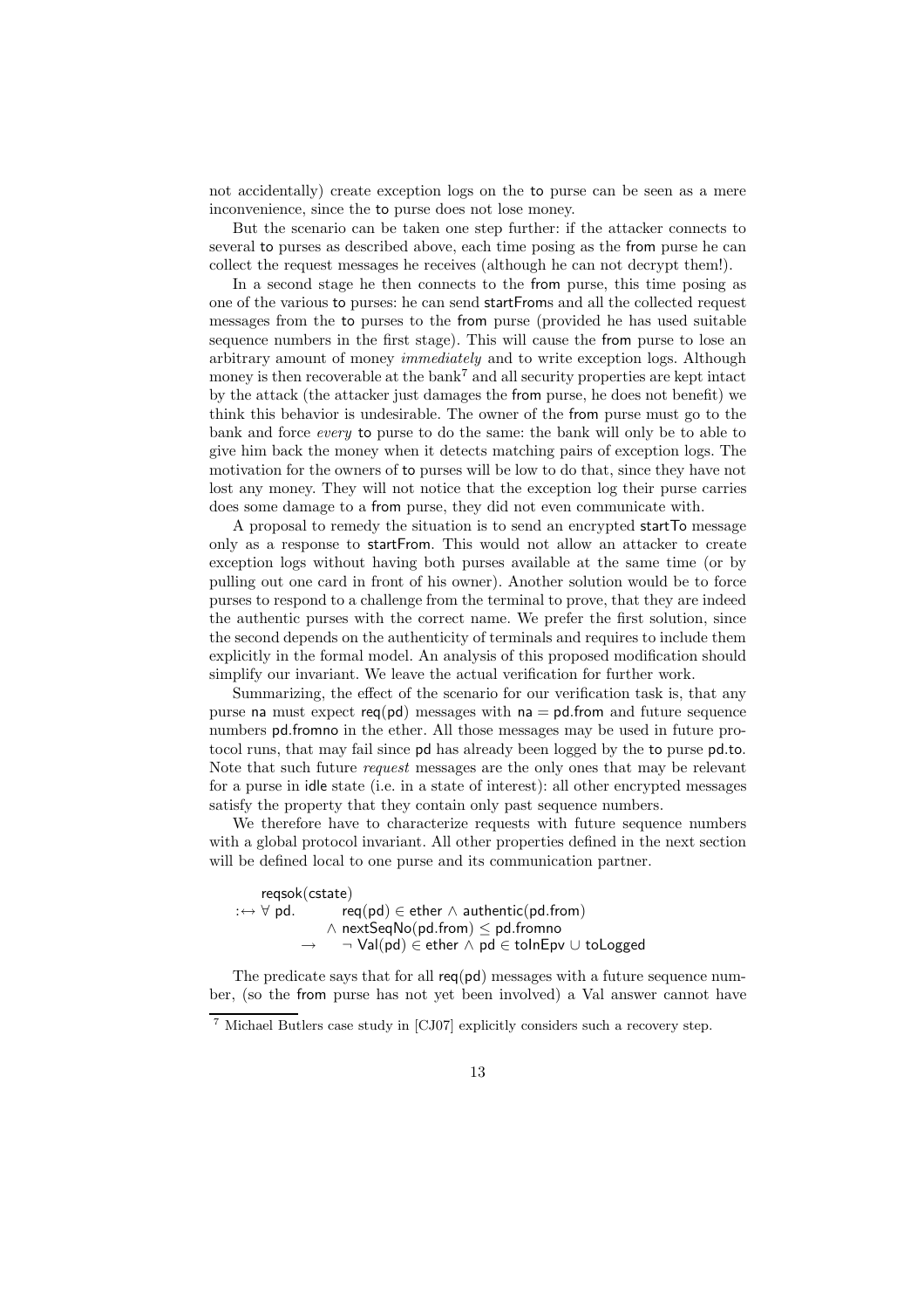not accidentally) create exception logs on the to purse can be seen as a mere inconvenience, since the to purse does not lose money.

But the scenario can be taken one step further: if the attacker connects to several to purses as described above, each time posing as the from purse he can collect the request messages he receives (although he can not decrypt them!).

In a second stage he then connects to the from purse, this time posing as one of the various to purses: he can send startFroms and all the collected request messages from the to purses to the from purse (provided he has used suitable sequence numbers in the first stage). This will cause the from purse to lose an arbitrary amount of money *immediately* and to write exception logs. Although money is then recoverable at the bank[7] and all security properties are kept intact by the attack (the attacker just damages the from purse, he does not benefit) we think this behavior is undesirable. The owner of the from purse must go to the bank and force *every* to purse to do the same: the bank will only be to able to give him back the money when it detects matching pairs of exception logs. The motivation for the owners of to purses will be low to do that, since they have not lost any money. They will not notice that the exception log their purse carries does some damage to a from purse, they did not even communicate with.

A proposal to remedy the situation is to send an encrypted startTo message only as a response to startFrom. This would not allow an attacker to create exception logs without having both purses available at the same time (or by pulling out one card in front of his owner). Another solution would be to force purses to respond to a challenge from the terminal to prove, that they are indeed the authentic purses with the correct name. We prefer the first solution, since the second depends on the authenticity of terminals and requires to include them explicitly in the formal model. An analysis of this proposed modification should simplify our invariant. We leave the actual verification for further work.

Summarizing, the effect of the scenario for our verification task is, that any purse na must expect req(pd) messages with na = pd.from and future sequence numbers pd.fromno in the ether. All those messages may be used in future protocol runs, that may fail since pd has already been logged by the to purse pd.to. Note that such future *request* messages are the only ones that may be relevant for a purse in idle state (i.e. in a state of interest): all other encrypted messages satisfy the property that they contain only past sequence numbers.

We therefore have to characterize requests with future sequence numbers with a global protocol invariant. All other properties defined in the next section will be defined local to one purse and its communication partner.

$$
\begin{array}{ll}
\multicolumn{2}{l}{\mathsf{reqsok}(\mathsf{cstate})} \\
:\leftrightarrow \forall\ \mathsf{pd}. & \mathsf{req}(\mathsf{pd}) \in \mathsf{ether} \wedge \mathsf{authentic}(\mathsf{pd.from}) \\
& \wedge\ \mathsf{nextSeqNo}(\mathsf{pd.from}) \leq \mathsf{pd.fromno} \\
\quad\quad\rightarrow & \neg\ \mathsf{Val}(\mathsf{pd}) \in \mathsf{ether} \wedge \mathsf{pd} \in \mathsf{toInEpv} \cup \mathsf{toLogged}
\end{array}
$$

The predicate says that for all req(pd) messages with a future sequence number, (so the from purse has not yet been involved) a Val answer cannot have

[7] Michael Butlers case study in [CJ07] explicitly considers such a recovery step.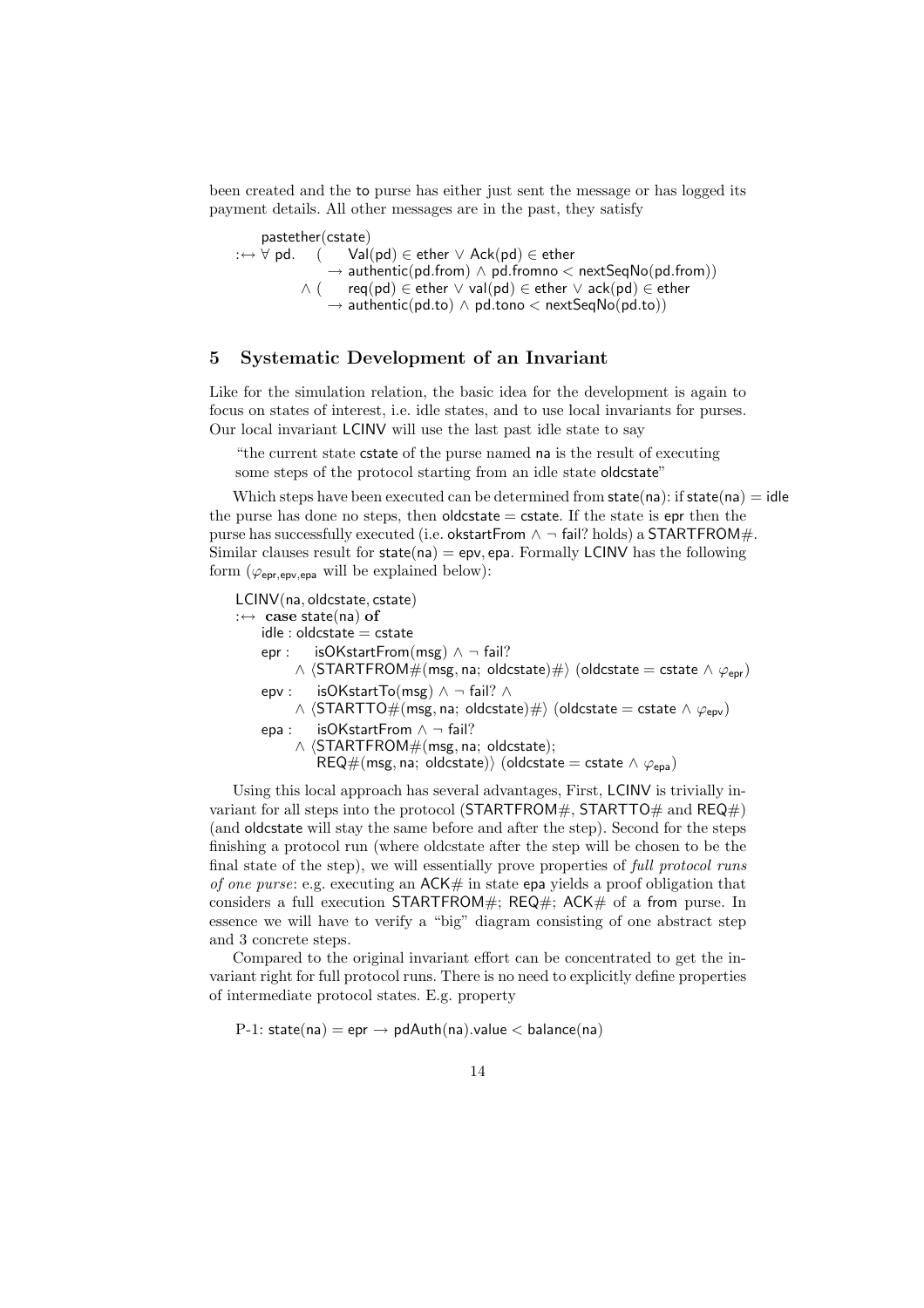been created and the to purse has either just sent the message or has logged its payment details. All other messages are in the past, they satisfy

$$
\begin{aligned}
&\mathsf{pastether(cstate)}\\
:\leftrightarrow\ \forall\ \mathsf{pd}.\quad &(\quad \mathsf{Val(pd)} \in \mathsf{ether} \lor \mathsf{Ack(pd)} \in \mathsf{ether}\\
&\qquad \rightarrow \mathsf{authentic(pd.from)} \land \mathsf{pd.fromno} < \mathsf{nextSeqNo(pd.from)})\\
&\land\ (\quad \mathsf{req(pd)} \in \mathsf{ether} \lor \mathsf{val(pd)} \in \mathsf{ether} \lor \mathsf{ack(pd)} \in \mathsf{ether}\\
&\qquad \rightarrow \mathsf{authentic(pd.to)} \land \mathsf{pd.tono} < \mathsf{nextSeqNo(pd.to)})
\end{aligned}
$$

## 5 Systematic Development of an Invariant

Like for the simulation relation, the basic idea for the development is again to focus on states of interest, i.e. idle states, and to use local invariants for purses. Our local invariant LCINV will use the last past idle state to say

> "the current state cstate of the purse named na is the result of executing some steps of the protocol starting from an idle state oldcstate"

Which steps have been executed can be determined from state(na): if state(na) = idle the purse has done no steps, then oldcstate = cstate. If the state is epr then the purse has successfully executed (i.e. okstartFrom $\land$ $\neg$ fail? holds) a STARTFROM#. Similar clauses result for state(na) = epv, epa. Formally LCINV has the following form ($\varphi_{\mathsf{epr,epv,epa}}$ will be explained below):

$$
\begin{aligned}
&\mathsf{LCINV(na, oldcstate, cstate)}\\
&:\leftrightarrow\ \textbf{case}\ \mathsf{state(na)}\ \textbf{of}\\
&\quad \mathsf{idle} : \mathsf{oldcstate} = \mathsf{cstate}\\
&\quad \mathsf{epr} :\quad \mathsf{isOKstartFrom(msg)} \land \neg\ \mathsf{fail?}\\
&\qquad \land \langle \mathsf{STARTFROM\#(msg, na;\ oldcstate)\#} \rangle\ (\mathsf{oldcstate} = \mathsf{cstate} \land \varphi_{\mathsf{epr}})\\
&\quad \mathsf{epv} :\quad \mathsf{isOKstartTo(msg)} \land \neg\ \mathsf{fail?} \land\\
&\qquad \land \langle \mathsf{STARTTO\#(msg, na;\ oldcstate)\#} \rangle\ (\mathsf{oldcstate} = \mathsf{cstate} \land \varphi_{\mathsf{epv}})\\
&\quad \mathsf{epa} :\quad \mathsf{isOKstartFrom} \land \neg\ \mathsf{fail?}\\
&\qquad \land \langle \mathsf{STARTFROM\#(msg, na;\ oldcstate)};\\
&\qquad\quad \mathsf{REQ\#(msg, na;\ oldcstate)} \rangle\ (\mathsf{oldcstate} = \mathsf{cstate} \land \varphi_{\mathsf{epa}})
\end{aligned}
$$

Using this local approach has several advantages, First, LCINV is trivially invariant for all steps into the protocol (STARTFROM#, STARTTO# and REQ#) (and oldcstate will stay the same before and after the step). Second for the steps finishing a protocol run (where oldcstate after the step will be chosen to be the final state of the step), we will essentially prove properties of *full protocol runs of one purse*: e.g. executing an ACK# in state epa yields a proof obligation that considers a full execution STARTFROM#; REQ#; ACK# of a from purse. In essence we will have to verify a "big" diagram consisting of one abstract step and 3 concrete steps.

Compared to the original invariant effort can be concentrated to get the invariant right for full protocol runs. There is no need to explicitly define properties of intermediate protocol states. E.g. property

P-1: $\mathsf{state(na)} = \mathsf{epr} \rightarrow \mathsf{pdAuth(na).value} < \mathsf{balance(na)}$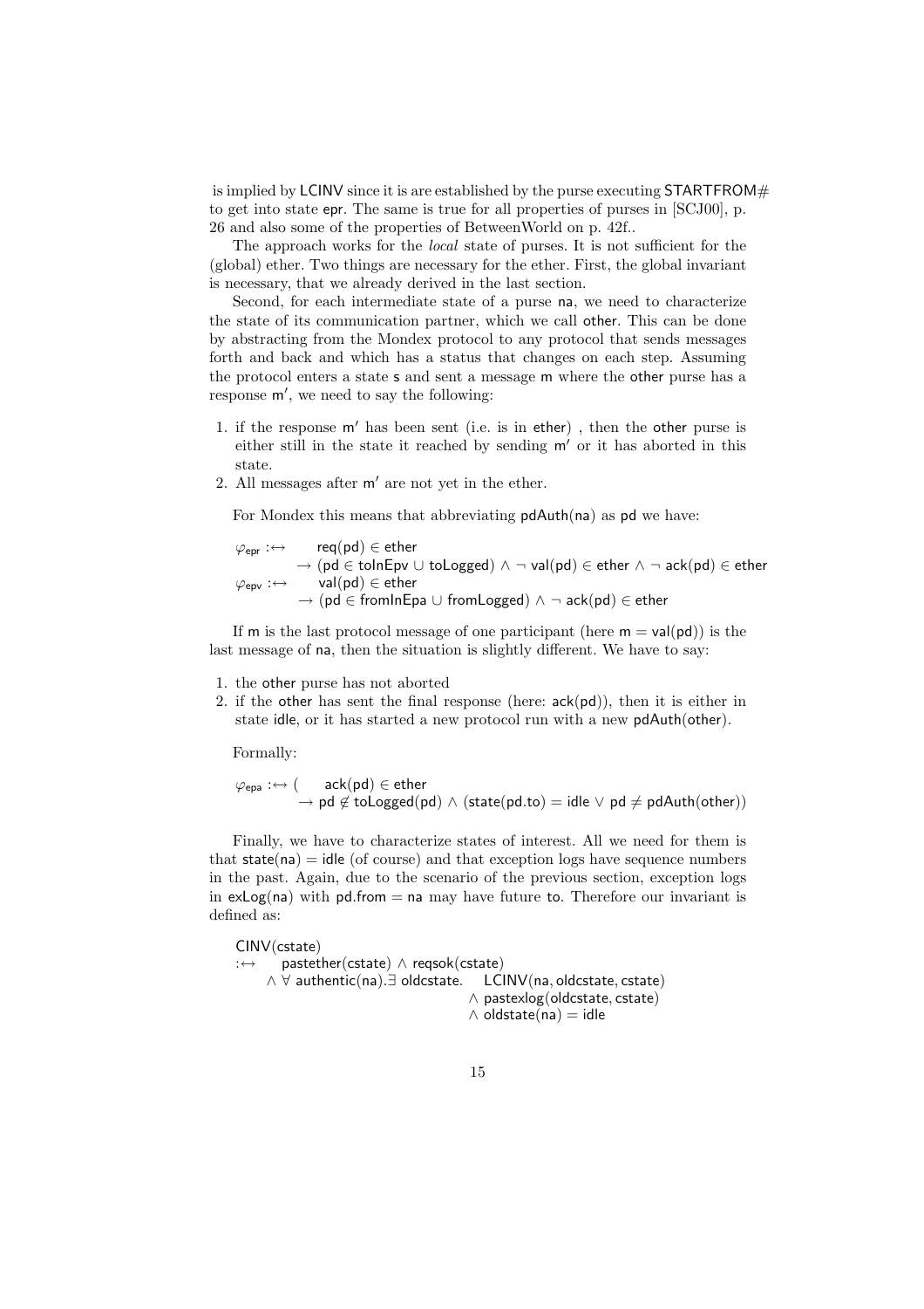is implied by LCINV since it is are established by the purse executing STARTFROM# to get into state epr. The same is true for all properties of purses in [SCJ00], p. 26 and also some of the properties of BetweenWorld on p. 42f..

The approach works for the *local* state of purses. It is not sufficient for the (global) ether. Two things are necessary for the ether. First, the global invariant is necessary, that we already derived in the last section.

Second, for each intermediate state of a purse na, we need to characterize the state of its communication partner, which we call other. This can be done by abstracting from the Mondex protocol to any protocol that sends messages forth and back and which has a status that changes on each step. Assuming the protocol enters a state s and sent a message m where the other purse has a response m′, we need to say the following:

1. if the response m′ has been sent (i.e. is in ether) , then the other purse is either still in the state it reached by sending m′ or it has aborted in this state.
2. All messages after m′ are not yet in the ether.

For Mondex this means that abbreviating pdAuth(na) as pd we have:

$$\begin{aligned}
\varphi_{\mathsf{epr}} :\leftrightarrow\quad & \mathsf{req}(\mathsf{pd}) \in \mathsf{ether} \\
& \rightarrow (\mathsf{pd} \in \mathsf{toInEpv} \cup \mathsf{toLogged}) \wedge \neg\, \mathsf{val}(\mathsf{pd}) \in \mathsf{ether} \wedge \neg\, \mathsf{ack}(\mathsf{pd}) \in \mathsf{ether} \\
\varphi_{\mathsf{epv}} :\leftrightarrow\quad & \mathsf{val}(\mathsf{pd}) \in \mathsf{ether} \\
& \rightarrow (\mathsf{pd} \in \mathsf{fromInEpa} \cup \mathsf{fromLogged}) \wedge \neg\, \mathsf{ack}(\mathsf{pd}) \in \mathsf{ether}
\end{aligned}$$

If m is the last protocol message of one participant (here $\mathsf{m} = \mathsf{val}(\mathsf{pd})$) is the last message of na, then the situation is slightly different. We have to say:

1. the other purse has not aborted
2. if the other has sent the final response (here: ack(pd)), then it is either in state idle, or it has started a new protocol run with a new pdAuth(other).

Formally:

$$\begin{aligned}
\varphi_{\mathsf{epa}} :\leftrightarrow (\quad & \mathsf{ack}(\mathsf{pd}) \in \mathsf{ether} \\
& \rightarrow \mathsf{pd} \notin \mathsf{toLogged}(\mathsf{pd}) \wedge (\mathsf{state}(\mathsf{pd.to}) = \mathsf{idle} \vee \mathsf{pd} \neq \mathsf{pdAuth}(\mathsf{other}))
\end{aligned}$$

Finally, we have to characterize states of interest. All we need for them is that state(na) = idle (of course) and that exception logs have sequence numbers in the past. Again, due to the scenario of the previous section, exception logs in exLog(na) with pd.from = na may have future to. Therefore our invariant is defined as:

$$\begin{aligned}
& \mathsf{CINV}(\mathsf{cstate}) \\
:\leftrightarrow\quad & \mathsf{pastether}(\mathsf{cstate}) \wedge \mathsf{reqsok}(\mathsf{cstate}) \\
& \wedge \forall\, \mathsf{authentic}(\mathsf{na}).\exists\, \mathsf{oldcstate}.\quad \mathsf{LCINV}(\mathsf{na}, \mathsf{oldcstate}, \mathsf{cstate}) \\
& \qquad\qquad\qquad\qquad\qquad\quad \wedge \mathsf{pastexlog}(\mathsf{oldcstate}, \mathsf{cstate}) \\
& \qquad\qquad\qquad\qquad\qquad\quad \wedge \mathsf{oldstate}(\mathsf{na}) = \mathsf{idle}
\end{aligned}$$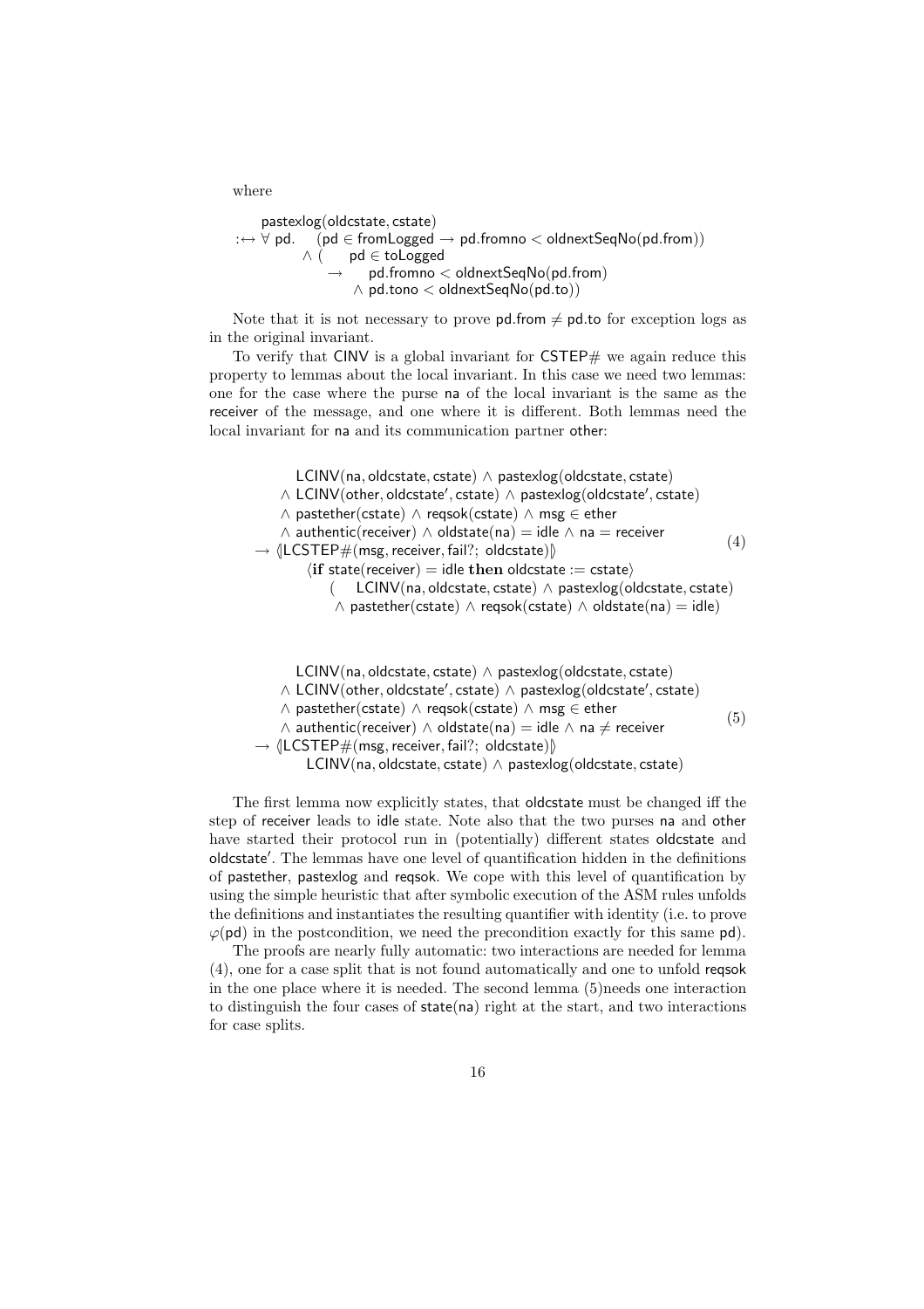where

$$
\begin{array}{l}
\mathsf{pastexlog}(\mathsf{oldcstate}, \mathsf{cstate}) \\
:\leftrightarrow \forall\, \mathsf{pd}. \quad (\mathsf{pd} \in \mathsf{fromLogged} \rightarrow \mathsf{pd.fromno} < \mathsf{oldnextSeqNo}(\mathsf{pd.from})) \\
\qquad\qquad \wedge \; ( \quad \mathsf{pd} \in \mathsf{toLogged} \\
\qquad\qquad\qquad \rightarrow \quad \mathsf{pd.fromno} < \mathsf{oldnextSeqNo}(\mathsf{pd.from}) \\
\qquad\qquad\qquad\quad \wedge\; \mathsf{pd.tono} < \mathsf{oldnextSeqNo}(\mathsf{pd.to}))
\end{array}
$$

Note that it is not necessary to prove $\mathsf{pd.from} \neq \mathsf{pd.to}$ for exception logs as in the original invariant.

To verify that CINV is a global invariant for CSTEP# we again reduce this property to lemmas about the local invariant. In this case we need two lemmas: one for the case where the purse na of the local invariant is the same as the receiver of the message, and one where it is different. Both lemmas need the local invariant for na and its communication partner other:

$$
\begin{array}{l}
\quad \mathsf{LCINV}(\mathsf{na}, \mathsf{oldcstate}, \mathsf{cstate}) \wedge \mathsf{pastexlog}(\mathsf{oldcstate}, \mathsf{cstate}) \\
\wedge\; \mathsf{LCINV}(\mathsf{other}, \mathsf{oldcstate}', \mathsf{cstate}) \wedge \mathsf{pastexlog}(\mathsf{oldcstate}', \mathsf{cstate}) \\
\wedge\; \mathsf{pastether}(\mathsf{cstate}) \wedge \mathsf{reqsok}(\mathsf{cstate}) \wedge \mathsf{msg} \in \mathsf{ether} \\
\wedge\; \mathsf{authentic}(\mathsf{receiver}) \wedge \mathsf{oldstate}(\mathsf{na}) = \mathsf{idle} \wedge \mathsf{na} = \mathsf{receiver} \\
\rightarrow \langle\!|\mathsf{LCSTEP\#}(\mathsf{msg}, \mathsf{receiver}, \mathsf{fail?};\ \mathsf{oldcstate})|\!\rangle \\
\qquad \langle \textbf{if } \mathsf{state}(\mathsf{receiver}) = \mathsf{idle} \textbf{ then } \mathsf{oldcstate} := \mathsf{cstate} \rangle \\
\qquad\quad ( \quad \mathsf{LCINV}(\mathsf{na}, \mathsf{oldcstate}, \mathsf{cstate}) \wedge \mathsf{pastexlog}(\mathsf{oldcstate}, \mathsf{cstate}) \\
\qquad\quad\;\; \wedge\; \mathsf{pastether}(\mathsf{cstate}) \wedge \mathsf{reqsok}(\mathsf{cstate}) \wedge \mathsf{oldstate}(\mathsf{na}) = \mathsf{idle})
\end{array}
\tag{4}
$$

$$
\begin{array}{l}
\quad \mathsf{LCINV}(\mathsf{na}, \mathsf{oldcstate}, \mathsf{cstate}) \wedge \mathsf{pastexlog}(\mathsf{oldcstate}, \mathsf{cstate}) \\
\wedge\; \mathsf{LCINV}(\mathsf{other}, \mathsf{oldcstate}', \mathsf{cstate}) \wedge \mathsf{pastexlog}(\mathsf{oldcstate}', \mathsf{cstate}) \\
\wedge\; \mathsf{pastether}(\mathsf{cstate}) \wedge \mathsf{reqsok}(\mathsf{cstate}) \wedge \mathsf{msg} \in \mathsf{ether} \\
\wedge\; \mathsf{authentic}(\mathsf{receiver}) \wedge \mathsf{oldstate}(\mathsf{na}) = \mathsf{idle} \wedge \mathsf{na} \neq \mathsf{receiver} \\
\rightarrow \langle\!|\mathsf{LCSTEP\#}(\mathsf{msg}, \mathsf{receiver}, \mathsf{fail?};\ \mathsf{oldcstate})|\!\rangle \\
\qquad \mathsf{LCINV}(\mathsf{na}, \mathsf{oldcstate}, \mathsf{cstate}) \wedge \mathsf{pastexlog}(\mathsf{oldcstate}, \mathsf{cstate})
\end{array}
\tag{5}
$$

The first lemma now explicitly states, that oldcstate must be changed iff the step of receiver leads to idle state. Note also that the two purses na and other have started their protocol run in (potentially) different states oldcstate and oldcstate′. The lemmas have one level of quantification hidden in the definitions of pastether, pastexlog and reqsok. We cope with this level of quantification by using the simple heuristic that after symbolic execution of the ASM rules unfolds the definitions and instantiates the resulting quantifier with identity (i.e. to prove $\varphi(\mathsf{pd})$ in the postcondition, we need the precondition exactly for this same pd).

The proofs are nearly fully automatic: two interactions are needed for lemma (4), one for a case split that is not found automatically and one to unfold reqsok in the one place where it is needed. The second lemma (5)needs one interaction to distinguish the four cases of state(na) right at the start, and two interactions for case splits.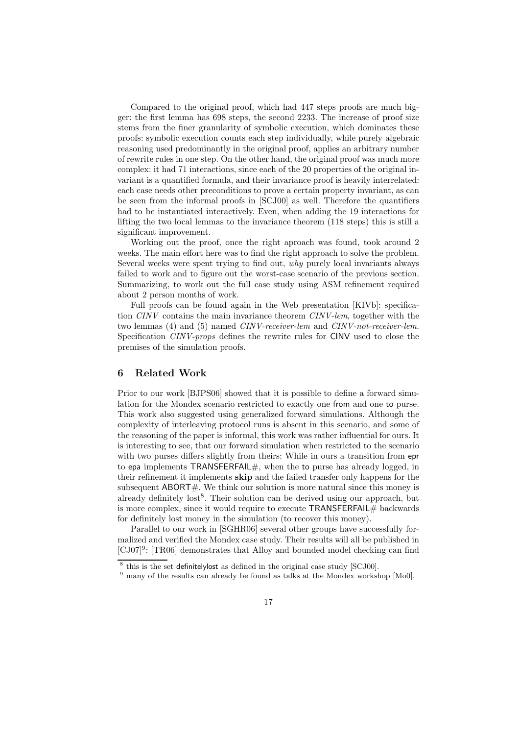Compared to the original proof, which had 447 steps proofs are much bigger: the first lemma has 698 steps, the second 2233. The increase of proof size stems from the finer granularity of symbolic execution, which dominates these proofs: symbolic execution counts each step individually, while purely algebraic reasoning used predominantly in the original proof, applies an arbitrary number of rewrite rules in one step. On the other hand, the original proof was much more complex: it had 71 interactions, since each of the 20 properties of the original invariant is a quantified formula, and their invariance proof is heavily interrelated: each case needs other preconditions to prove a certain property invariant, as can be seen from the informal proofs in [SCJ00] as well. Therefore the quantifiers had to be instantiated interactively. Even, when adding the 19 interactions for lifting the two local lemmas to the invariance theorem (118 steps) this is still a significant improvement.

Working out the proof, once the right aproach was found, took around 2 weeks. The main effort here was to find the right approach to solve the problem. Several weeks were spent trying to find out, *why* purely local invariants always failed to work and to figure out the worst-case scenario of the previous section. Summarizing, to work out the full case study using ASM refinement required about 2 person months of work.

Full proofs can be found again in the Web presentation [KIVb]: specification *CINV* contains the main invariance theorem *CINV-lem*, together with the two lemmas (4) and (5) named *CINV-receiver-lem* and *CINV-not-receiver-lem*. Specification *CINV-props* defines the rewrite rules for CINV used to close the premises of the simulation proofs.

## 6 Related Work

Prior to our work [BJPS06] showed that it is possible to define a forward simulation for the Mondex scenario restricted to exactly one from and one to purse. This work also suggested using generalized forward simulations. Although the complexity of interleaving protocol runs is absent in this scenario, and some of the reasoning of the paper is informal, this work was rather influential for ours. It is interesting to see, that our forward simulation when restricted to the scenario with two purses differs slightly from theirs: While in ours a transition from epr to epa implements TRANSFERFAIL#, when the to purse has already logged, in their refinement it implements **skip** and the failed transfer only happens for the subsequent ABORT#. We think our solution is more natural since this money is already definitely lost[8]. Their solution can be derived using our approach, but is more complex, since it would require to execute TRANSFERFAIL# backwards for definitely lost money in the simulation (to recover this money).

Parallel to our work in [SGHR06] several other groups have successfully formalized and verified the Mondex case study. Their results will all be published in [CJ07][9]: [TR06] demonstrates that Alloy and bounded model checking can find

[8] this is the set definitelylost as defined in the original case study [SCJ00].

[9] many of the results can already be found as talks at the Mondex workshop [Mo0].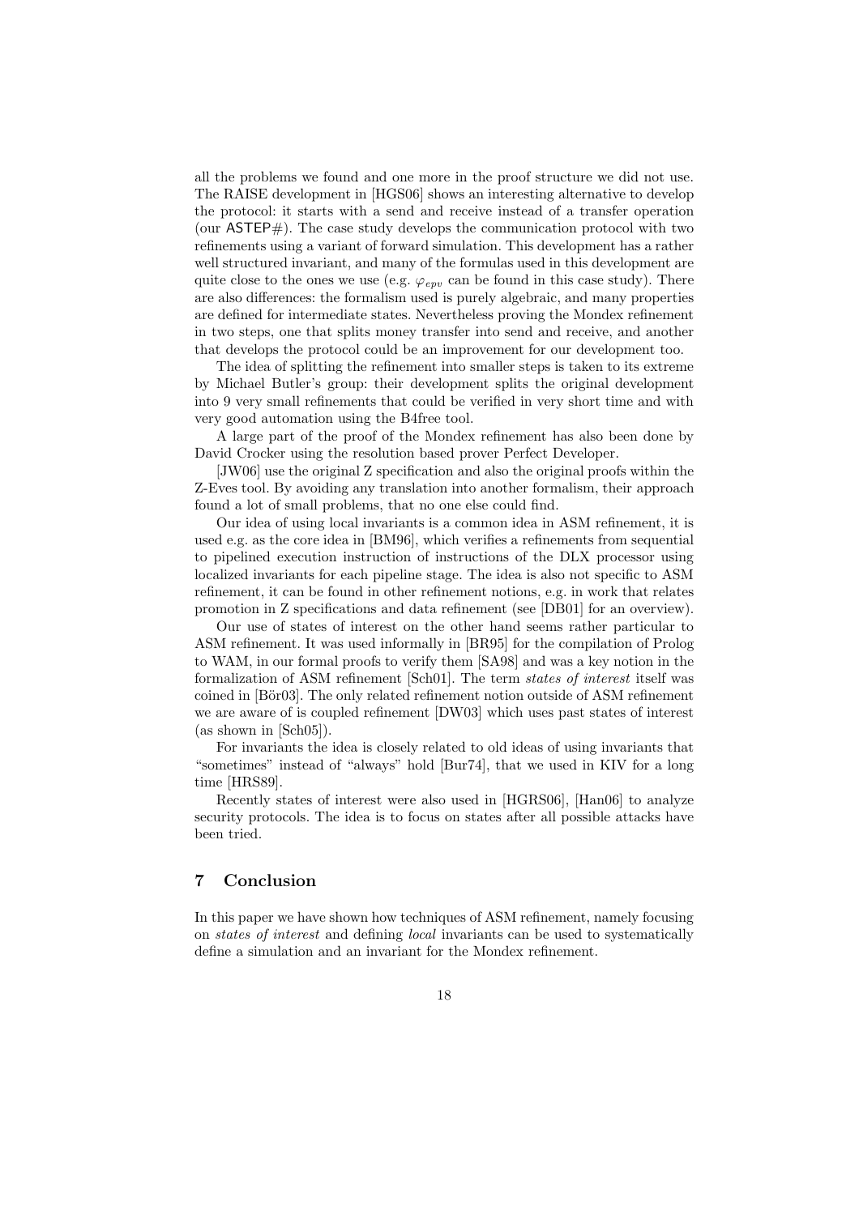all the problems we found and one more in the proof structure we did not use. The RAISE development in [HGS06] shows an interesting alternative to develop the protocol: it starts with a send and receive instead of a transfer operation (our ASTEP#). The case study develops the communication protocol with two refinements using a variant of forward simulation. This development has a rather well structured invariant, and many of the formulas used in this development are quite close to the ones we use (e.g. $\varphi_{epv}$ can be found in this case study). There are also differences: the formalism used is purely algebraic, and many properties are defined for intermediate states. Nevertheless proving the Mondex refinement in two steps, one that splits money transfer into send and receive, and another that develops the protocol could be an improvement for our development too.

The idea of splitting the refinement into smaller steps is taken to its extreme by Michael Butler's group: their development splits the original development into 9 very small refinements that could be verified in very short time and with very good automation using the B4free tool.

A large part of the proof of the Mondex refinement has also been done by David Crocker using the resolution based prover Perfect Developer.

[JW06] use the original Z specification and also the original proofs within the Z-Eves tool. By avoiding any translation into another formalism, their approach found a lot of small problems, that no one else could find.

Our idea of using local invariants is a common idea in ASM refinement, it is used e.g. as the core idea in [BM96], which verifies a refinements from sequential to pipelined execution instruction of instructions of the DLX processor using localized invariants for each pipeline stage. The idea is also not specific to ASM refinement, it can be found in other refinement notions, e.g. in work that relates promotion in Z specifications and data refinement (see [DB01] for an overview).

Our use of states of interest on the other hand seems rather particular to ASM refinement. It was used informally in [BR95] for the compilation of Prolog to WAM, in our formal proofs to verify them [SA98] and was a key notion in the formalization of ASM refinement [Sch01]. The term *states of interest* itself was coined in [Bör03]. The only related refinement notion outside of ASM refinement we are aware of is coupled refinement [DW03] which uses past states of interest (as shown in [Sch05]).

For invariants the idea is closely related to old ideas of using invariants that "sometimes" instead of "always" hold [Bur74], that we used in KIV for a long time [HRS89].

Recently states of interest were also used in [HGRS06], [Han06] to analyze security protocols. The idea is to focus on states after all possible attacks have been tried.

## 7 Conclusion

In this paper we have shown how techniques of ASM refinement, namely focusing on *states of interest* and defining *local* invariants can be used to systematically define a simulation and an invariant for the Mondex refinement.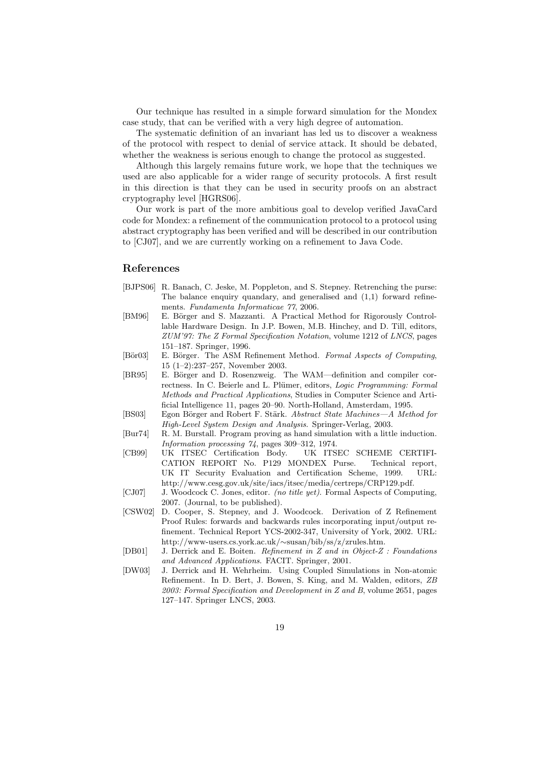Our technique has resulted in a simple forward simulation for the Mondex case study, that can be verified with a very high degree of automation.

The systematic definition of an invariant has led us to discover a weakness of the protocol with respect to denial of service attack. It should be debated, whether the weakness is serious enough to change the protocol as suggested.

Although this largely remains future work, we hope that the techniques we used are also applicable for a wider range of security protocols. A first result in this direction is that they can be used in security proofs on an abstract cryptography level [HGRS06].

Our work is part of the more ambitious goal to develop verified JavaCard code for Mondex: a refinement of the communication protocol to a protocol using abstract cryptography has been verified and will be described in our contribution to [CJ07], and we are currently working on a refinement to Java Code.

## References

[BJPS06] R. Banach, C. Jeske, M. Poppleton, and S. Stepney. Retrenching the purse: The balance enquiry quandary, and generalised and (1,1) forward refinements. *Fundamenta Informaticae 77*, 2006.

[BM96] E. Börger and S. Mazzanti. A Practical Method for Rigorously Controllable Hardware Design. In J.P. Bowen, M.B. Hinchey, and D. Till, editors, *ZUM'97: The Z Formal Specification Notation*, volume 1212 of *LNCS*, pages 151–187. Springer, 1996.

[Bör03] E. Börger. The ASM Refinement Method. *Formal Aspects of Computing*, 15 (1–2):237–257, November 2003.

[BR95] E. Börger and D. Rosenzweig. The WAM—definition and compiler correctness. In C. Beierle and L. Plümer, editors, *Logic Programming: Formal Methods and Practical Applications*, Studies in Computer Science and Artificial Intelligence 11, pages 20–90. North-Holland, Amsterdam, 1995.

[BS03] Egon Börger and Robert F. Stärk. *Abstract State Machines—A Method for High-Level System Design and Analysis*. Springer-Verlag, 2003.

[Bur74] R. M. Burstall. Program proving as hand simulation with a little induction. *Information processing 74*, pages 309–312, 1974.

[CB99] UK ITSEC Certification Body. UK ITSEC SCHEME CERTIFICATION REPORT No. P129 MONDEX Purse. Technical report, UK IT Security Evaluation and Certification Scheme, 1999. URL: http://www.cesg.gov.uk/site/iacs/itsec/media/certreps/CRP129.pdf.

[CJ07] J. Woodcock C. Jones, editor. *(no title yet)*. Formal Aspects of Computing, 2007. (Journal, to be published).

[CSW02] D. Cooper, S. Stepney, and J. Woodcock. Derivation of Z Refinement Proof Rules: forwards and backwards rules incorporating input/output refinement. Technical Report YCS-2002-347, University of York, 2002. URL: http://www-users.cs.york.ac.uk/∼susan/bib/ss/z/zrules.htm.

[DB01] J. Derrick and E. Boiten. *Refinement in Z and in Object-Z : Foundations and Advanced Applications*. FACIT. Springer, 2001.

[DW03] J. Derrick and H. Wehrheim. Using Coupled Simulations in Non-atomic Refinement. In D. Bert, J. Bowen, S. King, and M. Walden, editors, *ZB 2003: Formal Specification and Development in Z and B*, volume 2651, pages 127–147. Springer LNCS, 2003.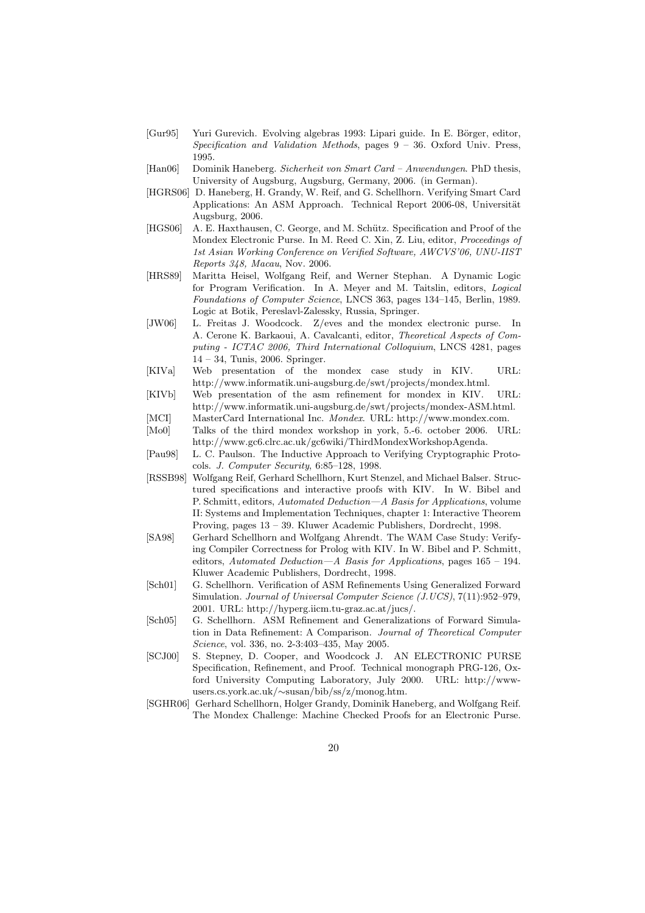- [Gur95] Yuri Gurevich. Evolving algebras 1993: Lipari guide. In E. Börger, editor, *Specification and Validation Methods*, pages 9 – 36. Oxford Univ. Press, 1995.
- [Han06] Dominik Haneberg. *Sicherheit von Smart Card – Anwendungen*. PhD thesis, University of Augsburg, Augsburg, Germany, 2006. (in German).
- [HGRS06] D. Haneberg, H. Grandy, W. Reif, and G. Schellhorn. Verifying Smart Card Applications: An ASM Approach. Technical Report 2006-08, Universität Augsburg, 2006.
- [HGS06] A. E. Haxthausen, C. George, and M. Schütz. Specification and Proof of the Mondex Electronic Purse. In M. Reed C. Xin, Z. Liu, editor, *Proceedings of 1st Asian Working Conference on Verified Software, AWCVS'06, UNU-IIST Reports 348, Macau*, Nov. 2006.
- [HRS89] Maritta Heisel, Wolfgang Reif, and Werner Stephan. A Dynamic Logic for Program Verification. In A. Meyer and M. Taitslin, editors, *Logical Foundations of Computer Science*, LNCS 363, pages 134–145, Berlin, 1989. Logic at Botik, Pereslavl-Zalessky, Russia, Springer.
- [JW06] L. Freitas J. Woodcock. Z/eves and the mondex electronic purse. In A. Cerone K. Barkaoui, A. Cavalcanti, editor, *Theoretical Aspects of Computing - ICTAC 2006, Third International Colloquium*, LNCS 4281, pages 14 – 34, Tunis, 2006. Springer.
- [KIVa] Web presentation of the mondex case study in KIV. URL: http://www.informatik.uni-augsburg.de/swt/projects/mondex.html.
- [KIVb] Web presentation of the asm refinement for mondex in KIV. URL: http://www.informatik.uni-augsburg.de/swt/projects/mondex-ASM.html.
- [MCI] MasterCard International Inc. *Mondex*. URL: http://www.mondex.com.
- [Mo0] Talks of the third mondex workshop in york, 5.-6. october 2006. URL: http://www.gc6.clrc.ac.uk/gc6wiki/ThirdMondexWorkshopAgenda.
- [Pau98] L. C. Paulson. The Inductive Approach to Verifying Cryptographic Protocols. *J. Computer Security*, 6:85–128, 1998.
- [RSSB98] Wolfgang Reif, Gerhard Schellhorn, Kurt Stenzel, and Michael Balser. Structured specifications and interactive proofs with KIV. In W. Bibel and P. Schmitt, editors, *Automated Deduction—A Basis for Applications*, volume II: Systems and Implementation Techniques, chapter 1: Interactive Theorem Proving, pages 13 – 39. Kluwer Academic Publishers, Dordrecht, 1998.
- [SA98] Gerhard Schellhorn and Wolfgang Ahrendt. The WAM Case Study: Verifying Compiler Correctness for Prolog with KIV. In W. Bibel and P. Schmitt, editors, *Automated Deduction—A Basis for Applications*, pages 165 – 194. Kluwer Academic Publishers, Dordrecht, 1998.
- [Sch01] G. Schellhorn. Verification of ASM Refinements Using Generalized Forward Simulation. *Journal of Universal Computer Science (J.UCS)*, 7(11):952–979, 2001. URL: http://hyperg.iicm.tu-graz.ac.at/jucs/.
- [Sch05] G. Schellhorn. ASM Refinement and Generalizations of Forward Simulation in Data Refinement: A Comparison. *Journal of Theoretical Computer Science*, vol. 336, no. 2-3:403–435, May 2005.
- [SCJ00] S. Stepney, D. Cooper, and Woodcock J. AN ELECTRONIC PURSE Specification, Refinement, and Proof. Technical monograph PRG-126, Oxford University Computing Laboratory, July 2000. URL: http://www-users.cs.york.ac.uk/∼susan/bib/ss/z/monog.htm.
- [SGHR06] Gerhard Schellhorn, Holger Grandy, Dominik Haneberg, and Wolfgang Reif. The Mondex Challenge: Machine Checked Proofs for an Electronic Purse.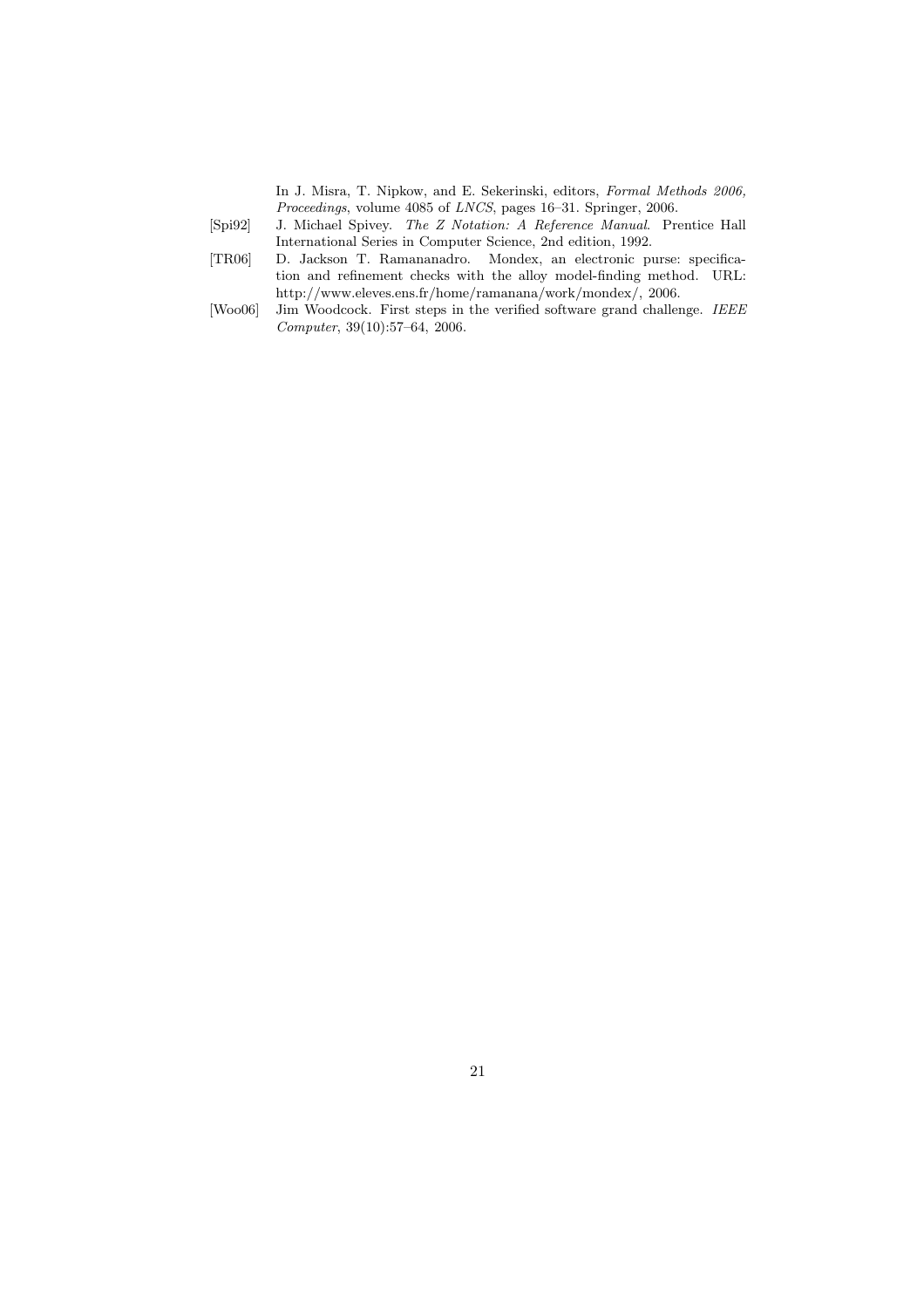In J. Misra, T. Nipkow, and E. Sekerinski, editors, *Formal Methods 2006, Proceedings*, volume 4085 of *LNCS*, pages 16–31. Springer, 2006.

[Spi92] J. Michael Spivey. *The Z Notation: A Reference Manual*. Prentice Hall International Series in Computer Science, 2nd edition, 1992.

[TR06] D. Jackson T. Ramananandro. Mondex, an electronic purse: specification and refinement checks with the alloy model-finding method. URL: http://www.eleves.ens.fr/home/ramanana/work/mondex/, 2006.

[Woo06] Jim Woodcock. First steps in the verified software grand challenge. *IEEE Computer*, 39(10):57–64, 2006.